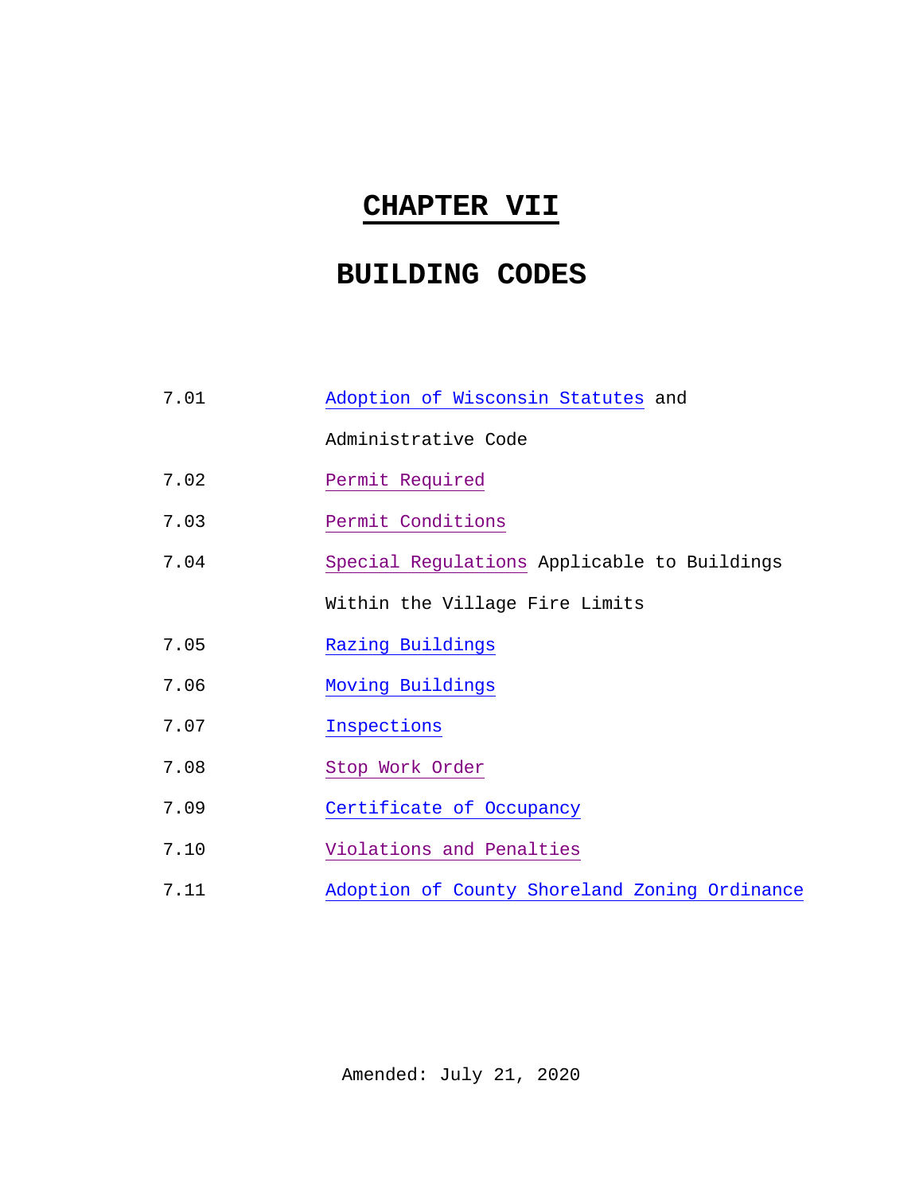# CHAPTER VII

# BUILDING CODES

| | |
|---|---|
| 7.01 | Adoption of Wisconsin Statutes and Administrative Code |
| 7.02 | Permit Required |
| 7.03 | Permit Conditions |
| 7.04 | Special Regulations Applicable to Buildings Within the Village Fire Limits |
| 7.05 | Razing Buildings |
| 7.06 | Moving Buildings |
| 7.07 | Inspections |
| 7.08 | Stop Work Order |
| 7.09 | Certificate of Occupancy |
| 7.10 | Violations and Penalties |
| 7.11 | Adoption of County Shoreland Zoning Ordinance |

Amended: July 21, 2020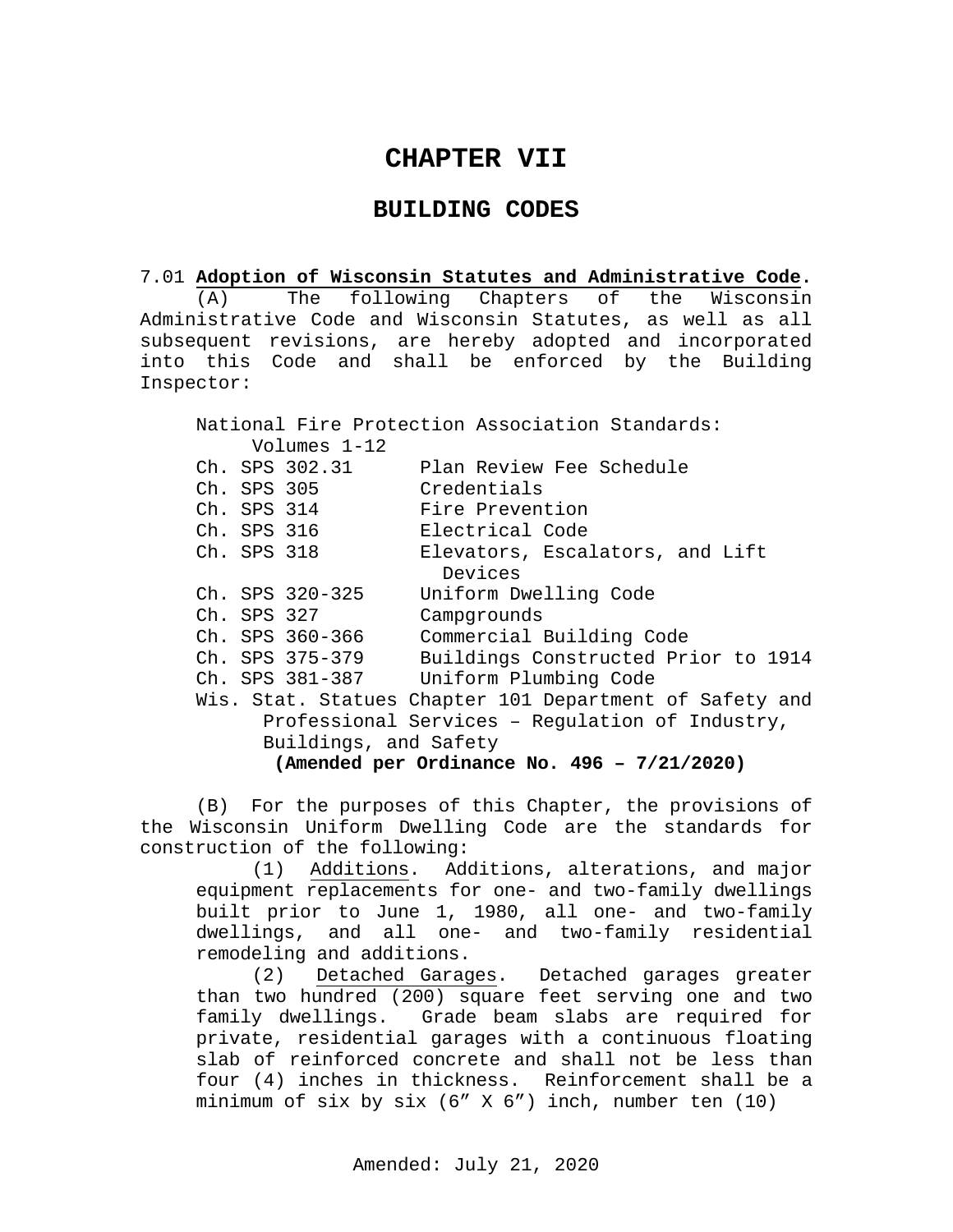# CHAPTER VII

## BUILDING CODES

7.01 **Adoption of Wisconsin Statutes and Administrative Code.**

(A) The following Chapters of the Wisconsin Administrative Code and Wisconsin Statutes, as well as all subsequent revisions, are hereby adopted and incorporated into this Code and shall be enforced by the Building Inspector:

National Fire Protection Association Standards: Volumes 1-12

| | |
|---|---|
| Ch. SPS 302.31 | Plan Review Fee Schedule |
| Ch. SPS 305 | Credentials |
| Ch. SPS 314 | Fire Prevention |
| Ch. SPS 316 | Electrical Code |
| Ch. SPS 318 | Elevators, Escalators, and Lift Devices |
| Ch. SPS 320-325 | Uniform Dwelling Code |
| Ch. SPS 327 | Campgrounds |
| Ch. SPS 360-366 | Commercial Building Code |
| Ch. SPS 375-379 | Buildings Constructed Prior to 1914 |
| Ch. SPS 381-387 | Uniform Plumbing Code |

Wis. Stat. Statues Chapter 101 Department of Safety and Professional Services – Regulation of Industry, Buildings, and Safety

**(Amended per Ordinance No. 496 – 7/21/2020)**

(B) For the purposes of this Chapter, the provisions of the Wisconsin Uniform Dwelling Code are the standards for construction of the following:

(1) Additions. Additions, alterations, and major equipment replacements for one- and two-family dwellings built prior to June 1, 1980, all one- and two-family dwellings, and all one- and two-family residential remodeling and additions.

(2) Detached Garages. Detached garages greater than two hundred (200) square feet serving one and two family dwellings. Grade beam slabs are required for private, residential garages with a continuous floating slab of reinforced concrete and shall not be less than four (4) inches in thickness. Reinforcement shall be a minimum of six by six (6” X 6”) inch, number ten (10)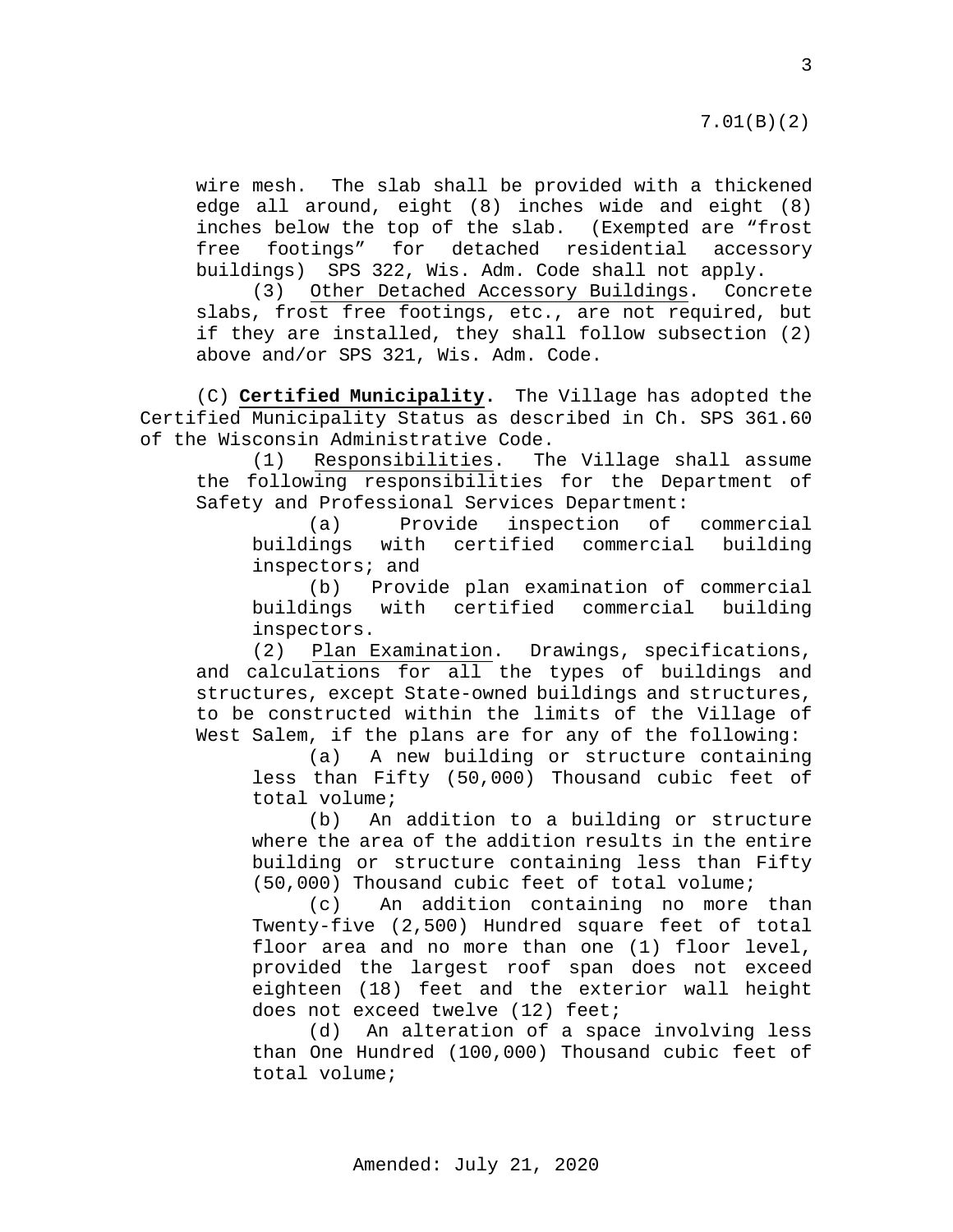wire mesh. The slab shall be provided with a thickened edge all around, eight (8) inches wide and eight (8) inches below the top of the slab. (Exempted are "frost free footings" for detached residential accessory buildings) SPS 322, Wis. Adm. Code shall not apply.

(3) Other Detached Accessory Buildings. Concrete slabs, frost free footings, etc., are not required, but if they are installed, they shall follow subsection (2) above and/or SPS 321, Wis. Adm. Code.

(C) **Certified Municipality.** The Village has adopted the Certified Municipality Status as described in Ch. SPS 361.60 of the Wisconsin Administrative Code.

(1) Responsibilities. The Village shall assume the following responsibilities for the Department of Safety and Professional Services Department:

(a) Provide inspection of commercial buildings with certified commercial building inspectors; and

(b) Provide plan examination of commercial buildings with certified commercial building inspectors.

(2) Plan Examination. Drawings, specifications, and calculations for all the types of buildings and structures, except State-owned buildings and structures, to be constructed within the limits of the Village of West Salem, if the plans are for any of the following:

(a) A new building or structure containing less than Fifty (50,000) Thousand cubic feet of total volume;

(b) An addition to a building or structure where the area of the addition results in the entire building or structure containing less than Fifty (50,000) Thousand cubic feet of total volume;

(c) An addition containing no more than Twenty-five (2,500) Hundred square feet of total floor area and no more than one (1) floor level, provided the largest roof span does not exceed eighteen (18) feet and the exterior wall height does not exceed twelve (12) feet;

(d) An alteration of a space involving less than One Hundred (100,000) Thousand cubic feet of total volume;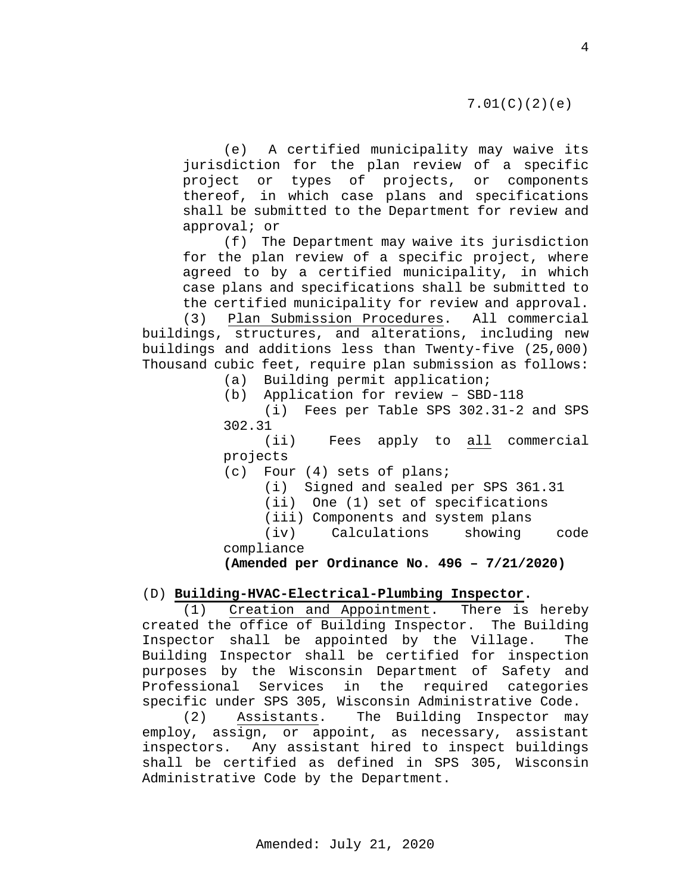(e) A certified municipality may waive its jurisdiction for the plan review of a specific project or types of projects, or components thereof, in which case plans and specifications shall be submitted to the Department for review and approval; or

(f) The Department may waive its jurisdiction for the plan review of a specific project, where agreed to by a certified municipality, in which case plans and specifications shall be submitted to the certified municipality for review and approval.

(3) Plan Submission Procedures. All commercial buildings, structures, and alterations, including new buildings and additions less than Twenty-five (25,000) Thousand cubic feet, require plan submission as follows:

(a) Building permit application;

(b) Application for review – SBD-118

(i) Fees per Table SPS 302.31-2 and SPS 302.31

(ii) Fees apply to all commercial projects

(c) Four (4) sets of plans;

(i) Signed and sealed per SPS 361.31

(ii) One (1) set of specifications

(iii) Components and system plans

(iv) Calculations showing code compliance

**(Amended per Ordinance No. 496 – 7/21/2020)**

(D) **Building-HVAC-Electrical-Plumbing Inspector.**

(1) Creation and Appointment. There is hereby created the office of Building Inspector. The Building Inspector shall be appointed by the Village. The Building Inspector shall be certified for inspection purposes by the Wisconsin Department of Safety and Professional Services in the required categories specific under SPS 305, Wisconsin Administrative Code.

(2) Assistants. The Building Inspector may employ, assign, or appoint, as necessary, assistant inspectors. Any assistant hired to inspect buildings shall be certified as defined in SPS 305, Wisconsin Administrative Code by the Department.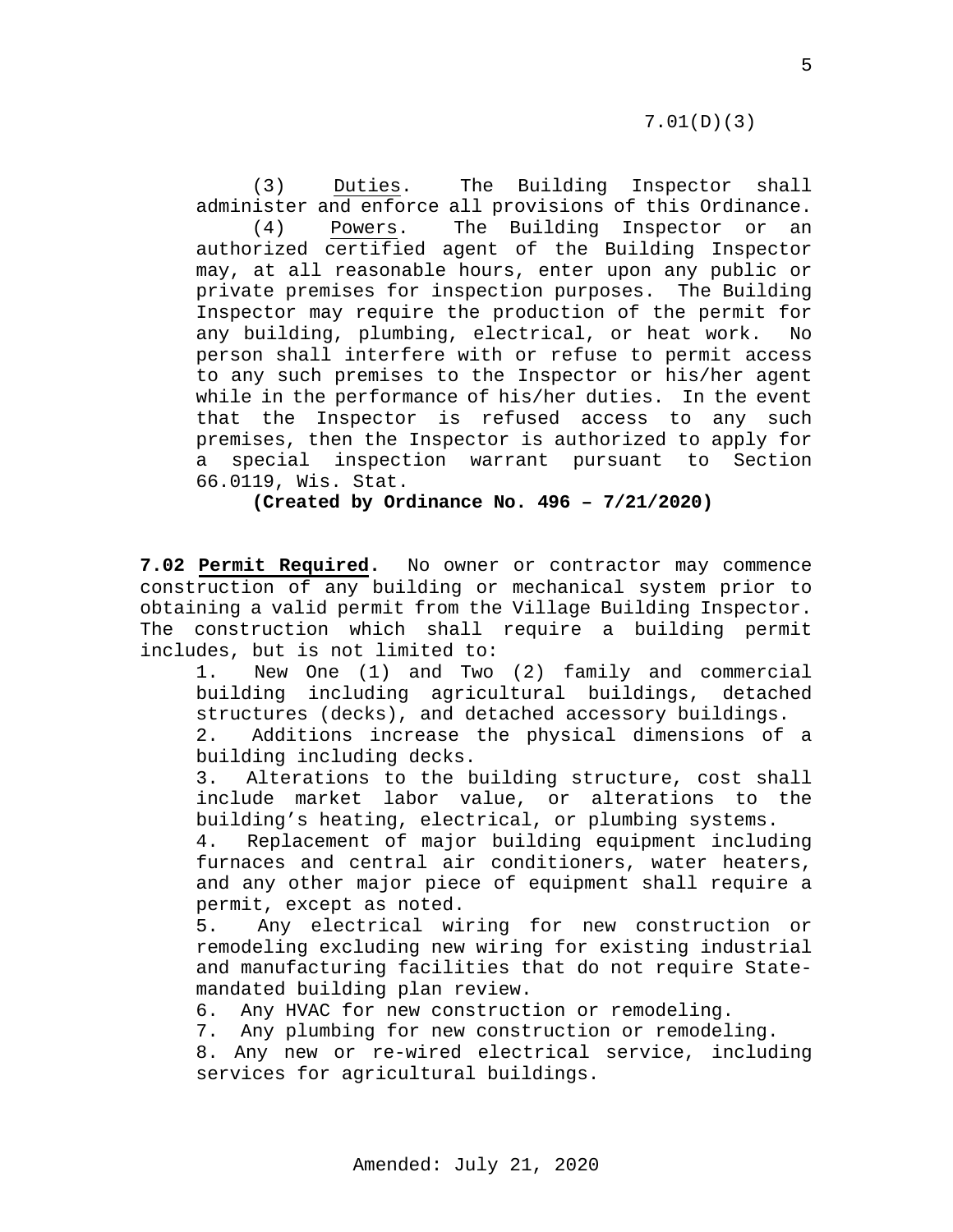(3) Duties. The Building Inspector shall administer and enforce all provisions of this Ordinance.

(4) Powers. The Building Inspector or an authorized certified agent of the Building Inspector may, at all reasonable hours, enter upon any public or private premises for inspection purposes. The Building Inspector may require the production of the permit for any building, plumbing, electrical, or heat work. No person shall interfere with or refuse to permit access to any such premises to the Inspector or his/her agent while in the performance of his/her duties. In the event that the Inspector is refused access to any such premises, then the Inspector is authorized to apply for a special inspection warrant pursuant to Section 66.0119, Wis. Stat.

**(Created by Ordinance No. 496 – 7/21/2020)**

**7.02 Permit Required.** No owner or contractor may commence construction of any building or mechanical system prior to obtaining a valid permit from the Village Building Inspector. The construction which shall require a building permit includes, but is not limited to:

1. New One (1) and Two (2) family and commercial building including agricultural buildings, detached structures (decks), and detached accessory buildings.
2. Additions increase the physical dimensions of a building including decks.
3. Alterations to the building structure, cost shall include market labor value, or alterations to the building's heating, electrical, or plumbing systems.
4. Replacement of major building equipment including furnaces and central air conditioners, water heaters, and any other major piece of equipment shall require a permit, except as noted.
5. Any electrical wiring for new construction or remodeling excluding new wiring for existing industrial and manufacturing facilities that do not require State-mandated building plan review.
6. Any HVAC for new construction or remodeling.
7. Any plumbing for new construction or remodeling.
8. Any new or re-wired electrical service, including services for agricultural buildings.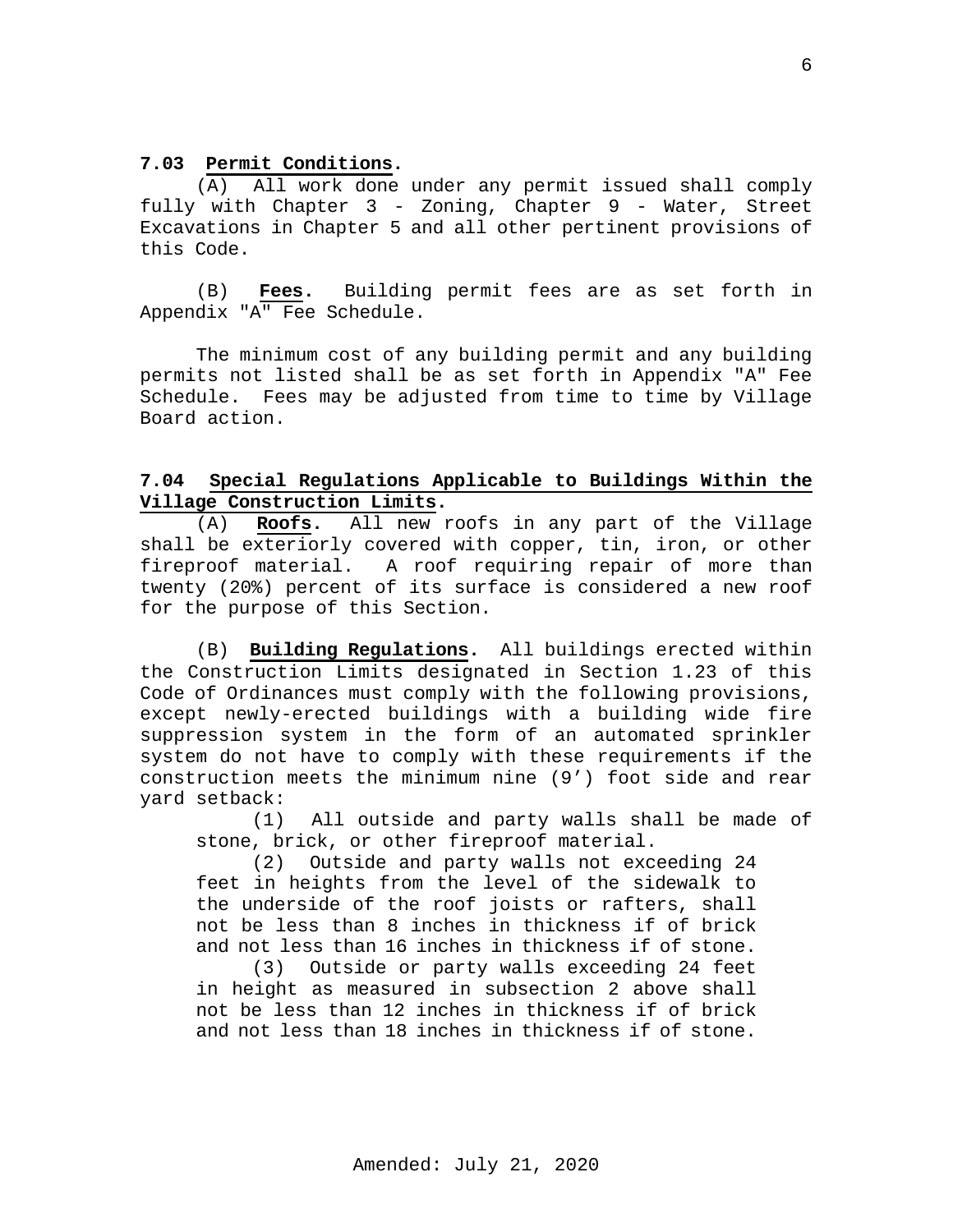**7.03 Permit Conditions.**

(A) All work done under any permit issued shall comply fully with Chapter 3 - Zoning, Chapter 9 - Water, Street Excavations in Chapter 5 and all other pertinent provisions of this Code.

(B) **Fees.** Building permit fees are as set forth in Appendix "A" Fee Schedule.

The minimum cost of any building permit and any building permits not listed shall be as set forth in Appendix "A" Fee Schedule. Fees may be adjusted from time to time by Village Board action.

**7.04 Special Regulations Applicable to Buildings Within the Village Construction Limits.**

(A) **Roofs.** All new roofs in any part of the Village shall be exteriorly covered with copper, tin, iron, or other fireproof material. A roof requiring repair of more than twenty (20%) percent of its surface is considered a new roof for the purpose of this Section.

(B) **Building Regulations.** All buildings erected within the Construction Limits designated in Section 1.23 of this Code of Ordinances must comply with the following provisions, except newly-erected buildings with a building wide fire suppression system in the form of an automated sprinkler system do not have to comply with these requirements if the construction meets the minimum nine (9') foot side and rear yard setback:

(1) All outside and party walls shall be made of stone, brick, or other fireproof material.

(2) Outside and party walls not exceeding 24 feet in heights from the level of the sidewalk to the underside of the roof joists or rafters, shall not be less than 8 inches in thickness if of brick and not less than 16 inches in thickness if of stone.

(3) Outside or party walls exceeding 24 feet in height as measured in subsection 2 above shall not be less than 12 inches in thickness if of brick and not less than 18 inches in thickness if of stone.

Amended: July 21, 2020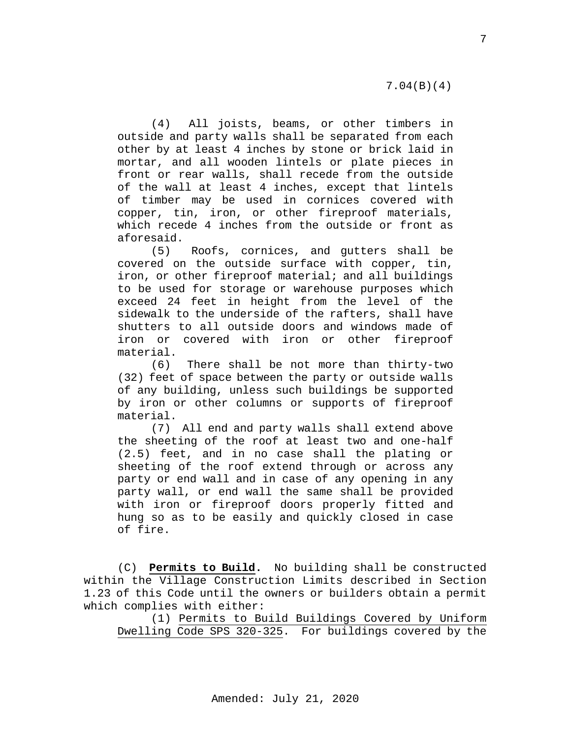(4) All joists, beams, or other timbers in outside and party walls shall be separated from each other by at least 4 inches by stone or brick laid in mortar, and all wooden lintels or plate pieces in front or rear walls, shall recede from the outside of the wall at least 4 inches, except that lintels of timber may be used in cornices covered with copper, tin, iron, or other fireproof materials, which recede 4 inches from the outside or front as aforesaid.

(5) Roofs, cornices, and gutters shall be covered on the outside surface with copper, tin, iron, or other fireproof material; and all buildings to be used for storage or warehouse purposes which exceed 24 feet in height from the level of the sidewalk to the underside of the rafters, shall have shutters to all outside doors and windows made of iron or covered with iron or other fireproof material.

(6) There shall be not more than thirty-two (32) feet of space between the party or outside walls of any building, unless such buildings be supported by iron or other columns or supports of fireproof material.

(7) All end and party walls shall extend above the sheeting of the roof at least two and one-half (2.5) feet, and in no case shall the plating or sheeting of the roof extend through or across any party or end wall and in case of any opening in any party wall, or end wall the same shall be provided with iron or fireproof doors properly fitted and hung so as to be easily and quickly closed in case of fire.

(C) **Permits to Build.** No building shall be constructed within the Village Construction Limits described in Section 1.23 of this Code until the owners or builders obtain a permit which complies with either:

(1) Permits to Build Buildings Covered by Uniform Dwelling Code SPS 320-325. For buildings covered by the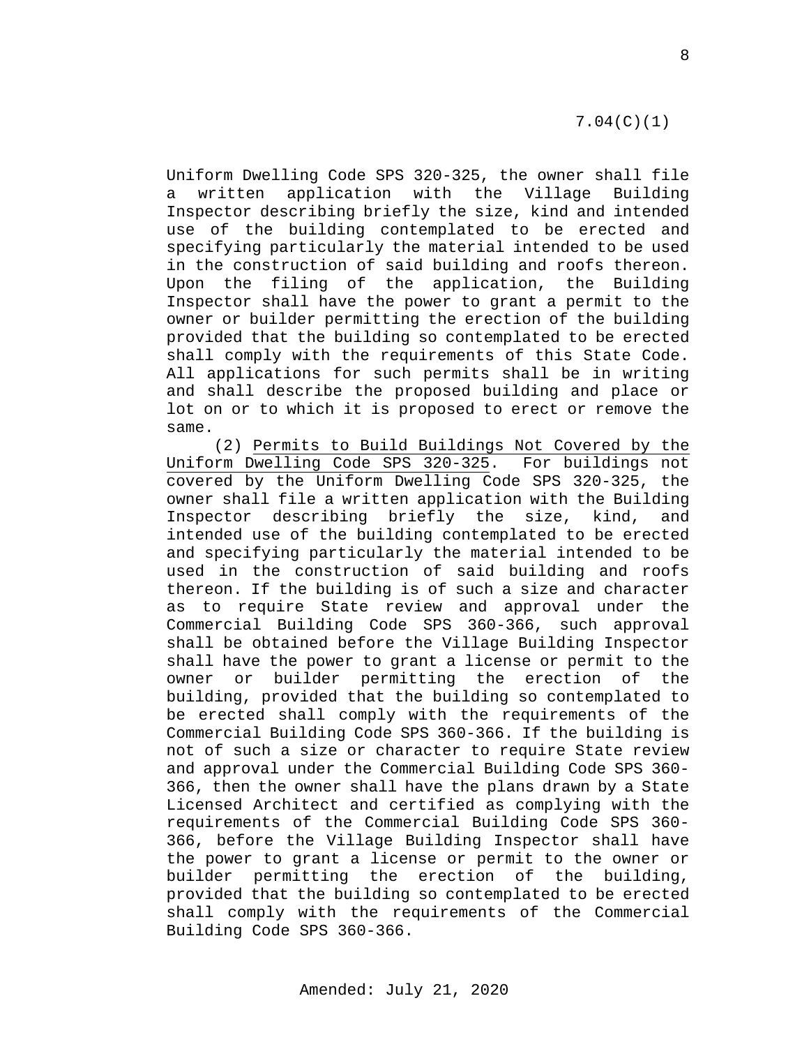Uniform Dwelling Code SPS 320-325, the owner shall file a written application with the Village Building Inspector describing briefly the size, kind and intended use of the building contemplated to be erected and specifying particularly the material intended to be used in the construction of said building and roofs thereon. Upon the filing of the application, the Building Inspector shall have the power to grant a permit to the owner or builder permitting the erection of the building provided that the building so contemplated to be erected shall comply with the requirements of this State Code. All applications for such permits shall be in writing and shall describe the proposed building and place or lot on or to which it is proposed to erect or remove the same.

(2) Permits to Build Buildings Not Covered by the Uniform Dwelling Code SPS 320-325. For buildings not covered by the Uniform Dwelling Code SPS 320-325, the owner shall file a written application with the Building Inspector describing briefly the size, kind, and intended use of the building contemplated to be erected and specifying particularly the material intended to be used in the construction of said building and roofs thereon. If the building is of such a size and character as to require State review and approval under the Commercial Building Code SPS 360-366, such approval shall be obtained before the Village Building Inspector shall have the power to grant a license or permit to the owner or builder permitting the erection of the building, provided that the building so contemplated to be erected shall comply with the requirements of the Commercial Building Code SPS 360-366. If the building is not of such a size or character to require State review and approval under the Commercial Building Code SPS 360-366, then the owner shall have the plans drawn by a State Licensed Architect and certified as complying with the requirements of the Commercial Building Code SPS 360-366, before the Village Building Inspector shall have the power to grant a license or permit to the owner or builder permitting the erection of the building, provided that the building so contemplated to be erected shall comply with the requirements of the Commercial Building Code SPS 360-366.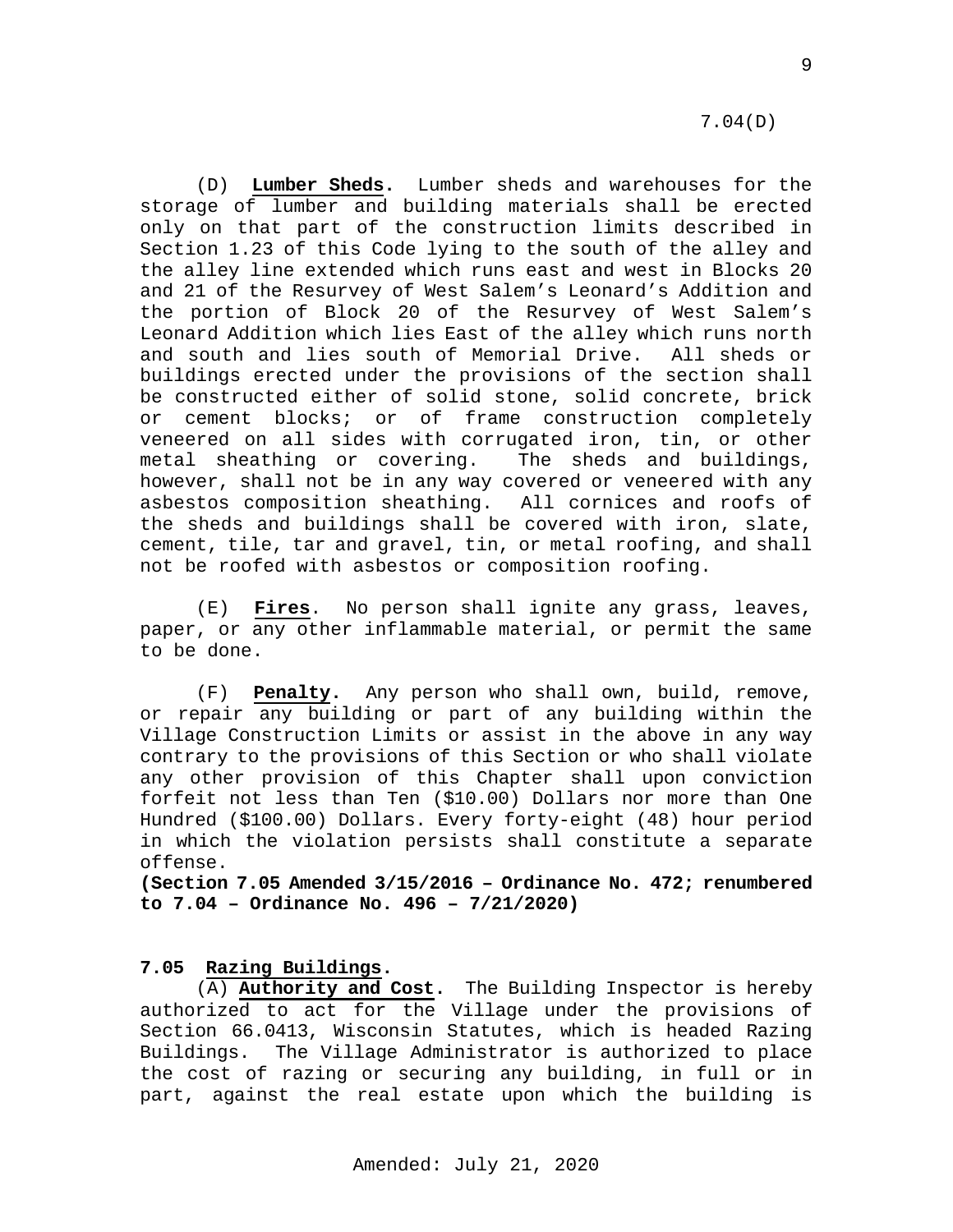(D) **Lumber Sheds.** Lumber sheds and warehouses for the storage of lumber and building materials shall be erected only on that part of the construction limits described in Section 1.23 of this Code lying to the south of the alley and the alley line extended which runs east and west in Blocks 20 and 21 of the Resurvey of West Salem's Leonard's Addition and the portion of Block 20 of the Resurvey of West Salem's Leonard Addition which lies East of the alley which runs north and south and lies south of Memorial Drive. All sheds or buildings erected under the provisions of the section shall be constructed either of solid stone, solid concrete, brick or cement blocks; or of frame construction completely veneered on all sides with corrugated iron, tin, or other metal sheathing or covering. The sheds and buildings, however, shall not be in any way covered or veneered with any asbestos composition sheathing. All cornices and roofs of the sheds and buildings shall be covered with iron, slate, cement, tile, tar and gravel, tin, or metal roofing, and shall not be roofed with asbestos or composition roofing.

(E) **Fires**. No person shall ignite any grass, leaves, paper, or any other inflammable material, or permit the same to be done.

(F) **Penalty.** Any person who shall own, build, remove, or repair any building or part of any building within the Village Construction Limits or assist in the above in any way contrary to the provisions of this Section or who shall violate any other provision of this Chapter shall upon conviction forfeit not less than Ten ($10.00) Dollars nor more than One Hundred ($100.00) Dollars. Every forty-eight (48) hour period in which the violation persists shall constitute a separate offense.
**(Section 7.05 Amended 3/15/2016 – Ordinance No. 472; renumbered to 7.04 – Ordinance No. 496 – 7/21/2020)**

**7.05 Razing Buildings.**

(A) **Authority and Cost.** The Building Inspector is hereby authorized to act for the Village under the provisions of Section 66.0413, Wisconsin Statutes, which is headed Razing Buildings. The Village Administrator is authorized to place the cost of razing or securing any building, in full or in part, against the real estate upon which the building is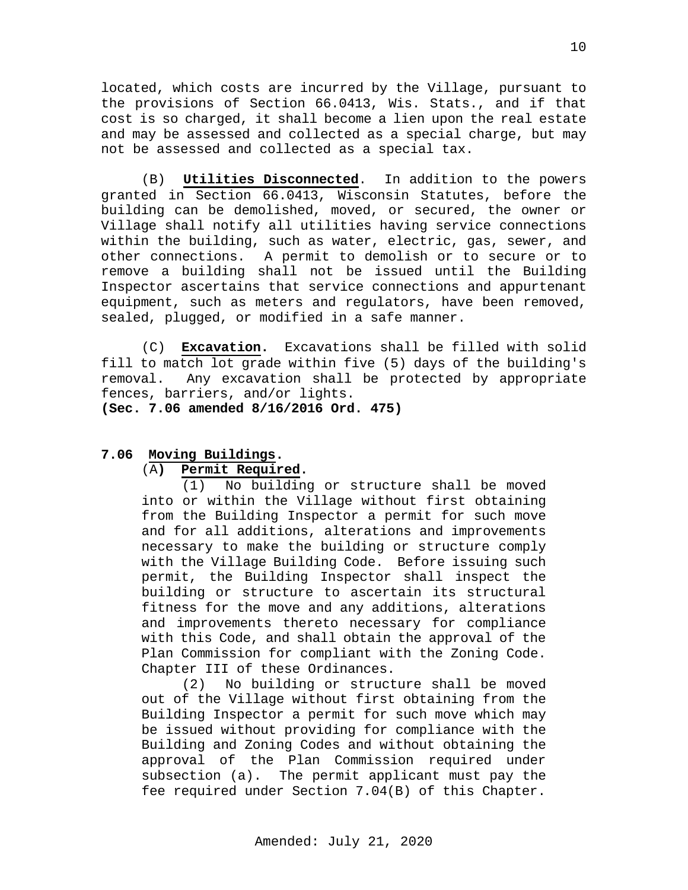located, which costs are incurred by the Village, pursuant to the provisions of Section 66.0413, Wis. Stats., and if that cost is so charged, it shall become a lien upon the real estate and may be assessed and collected as a special charge, but may not be assessed and collected as a special tax.

(B) **Utilities Disconnected**. In addition to the powers granted in Section 66.0413, Wisconsin Statutes, before the building can be demolished, moved, or secured, the owner or Village shall notify all utilities having service connections within the building, such as water, electric, gas, sewer, and other connections. A permit to demolish or to secure or to remove a building shall not be issued until the Building Inspector ascertains that service connections and appurtenant equipment, such as meters and regulators, have been removed, sealed, plugged, or modified in a safe manner.

(C) **Excavation**. Excavations shall be filled with solid fill to match lot grade within five (5) days of the building's removal. Any excavation shall be protected by appropriate fences, barriers, and/or lights.
**(Sec. 7.06 amended 8/16/2016 Ord. 475)**

**7.06 Moving Buildings.**

(A) **Permit Required.**

(1) No building or structure shall be moved into or within the Village without first obtaining from the Building Inspector a permit for such move and for all additions, alterations and improvements necessary to make the building or structure comply with the Village Building Code. Before issuing such permit, the Building Inspector shall inspect the building or structure to ascertain its structural fitness for the move and any additions, alterations and improvements thereto necessary for compliance with this Code, and shall obtain the approval of the Plan Commission for compliant with the Zoning Code. Chapter III of these Ordinances.

(2) No building or structure shall be moved out of the Village without first obtaining from the Building Inspector a permit for such move which may be issued without providing for compliance with the Building and Zoning Codes and without obtaining the approval of the Plan Commission required under subsection (a). The permit applicant must pay the fee required under Section 7.04(B) of this Chapter.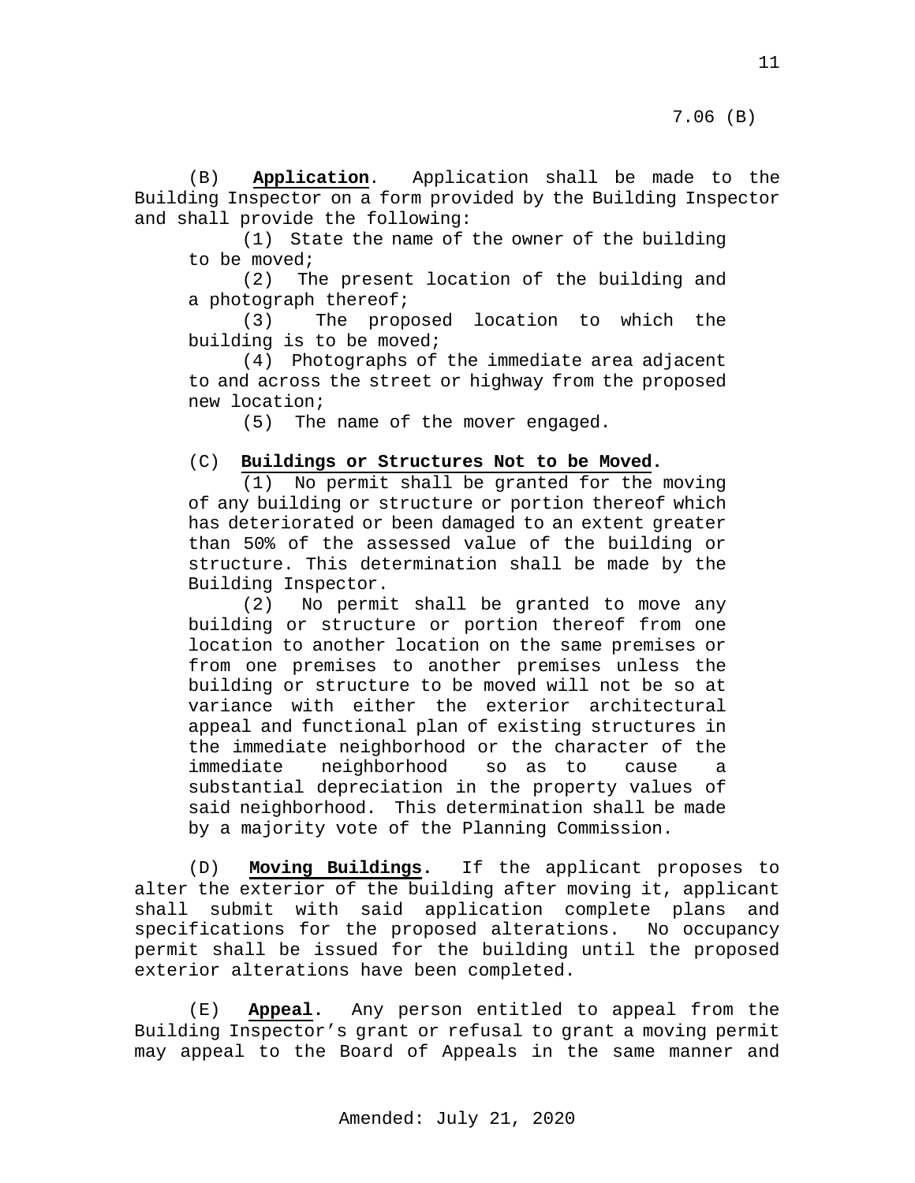(B) **Application**. Application shall be made to the Building Inspector on a form provided by the Building Inspector and shall provide the following:

(1) State the name of the owner of the building to be moved;

(2) The present location of the building and a photograph thereof;

(3) The proposed location to which the building is to be moved;

(4) Photographs of the immediate area adjacent to and across the street or highway from the proposed new location;

(5) The name of the mover engaged.

(C) **Buildings or Structures Not to be Moved.**

(1) No permit shall be granted for the moving of any building or structure or portion thereof which has deteriorated or been damaged to an extent greater than 50% of the assessed value of the building or structure. This determination shall be made by the Building Inspector.

(2) No permit shall be granted to move any building or structure or portion thereof from one location to another location on the same premises or from one premises to another premises unless the building or structure to be moved will not be so at variance with either the exterior architectural appeal and functional plan of existing structures in the immediate neighborhood or the character of the immediate neighborhood so as to cause a substantial depreciation in the property values of said neighborhood. This determination shall be made by a majority vote of the Planning Commission.

(D) **Moving Buildings.** If the applicant proposes to alter the exterior of the building after moving it, applicant shall submit with said application complete plans and specifications for the proposed alterations. No occupancy permit shall be issued for the building until the proposed exterior alterations have been completed.

(E) **Appeal.** Any person entitled to appeal from the Building Inspector's grant or refusal to grant a moving permit may appeal to the Board of Appeals in the same manner and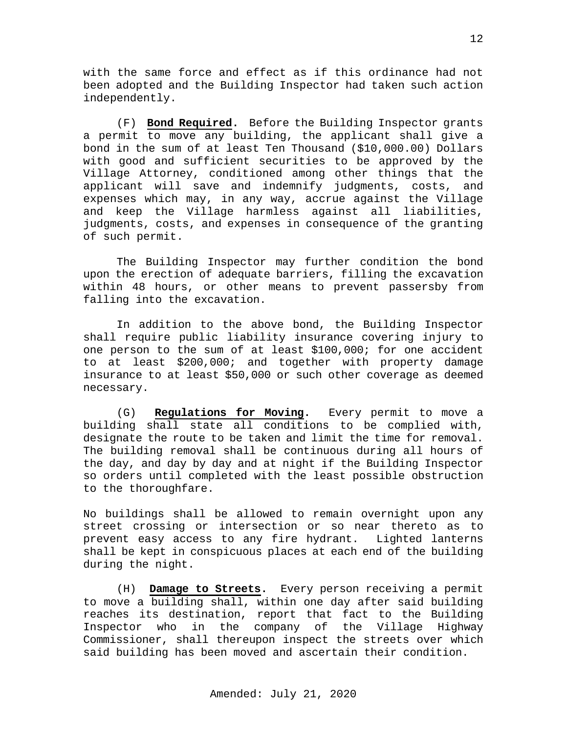with the same force and effect as if this ordinance had not been adopted and the Building Inspector had taken such action independently.

(F) **Bond Required.** Before the Building Inspector grants a permit to move any building, the applicant shall give a bond in the sum of at least Ten Thousand ($10,000.00) Dollars with good and sufficient securities to be approved by the Village Attorney, conditioned among other things that the applicant will save and indemnify judgments, costs, and expenses which may, in any way, accrue against the Village and keep the Village harmless against all liabilities, judgments, costs, and expenses in consequence of the granting of such permit.

The Building Inspector may further condition the bond upon the erection of adequate barriers, filling the excavation within 48 hours, or other means to prevent passersby from falling into the excavation.

In addition to the above bond, the Building Inspector shall require public liability insurance covering injury to one person to the sum of at least $100,000; for one accident to at least $200,000; and together with property damage insurance to at least $50,000 or such other coverage as deemed necessary.

(G) **Regulations for Moving.** Every permit to move a building shall state all conditions to be complied with, designate the route to be taken and limit the time for removal. The building removal shall be continuous during all hours of the day, and day by day and at night if the Building Inspector so orders until completed with the least possible obstruction to the thoroughfare.

No buildings shall be allowed to remain overnight upon any street crossing or intersection or so near thereto as to prevent easy access to any fire hydrant. Lighted lanterns shall be kept in conspicuous places at each end of the building during the night.

(H) **Damage to Streets.** Every person receiving a permit to move a building shall, within one day after said building reaches its destination, report that fact to the Building Inspector who in the company of the Village Highway Commissioner, shall thereupon inspect the streets over which said building has been moved and ascertain their condition.

Amended: July 21, 2020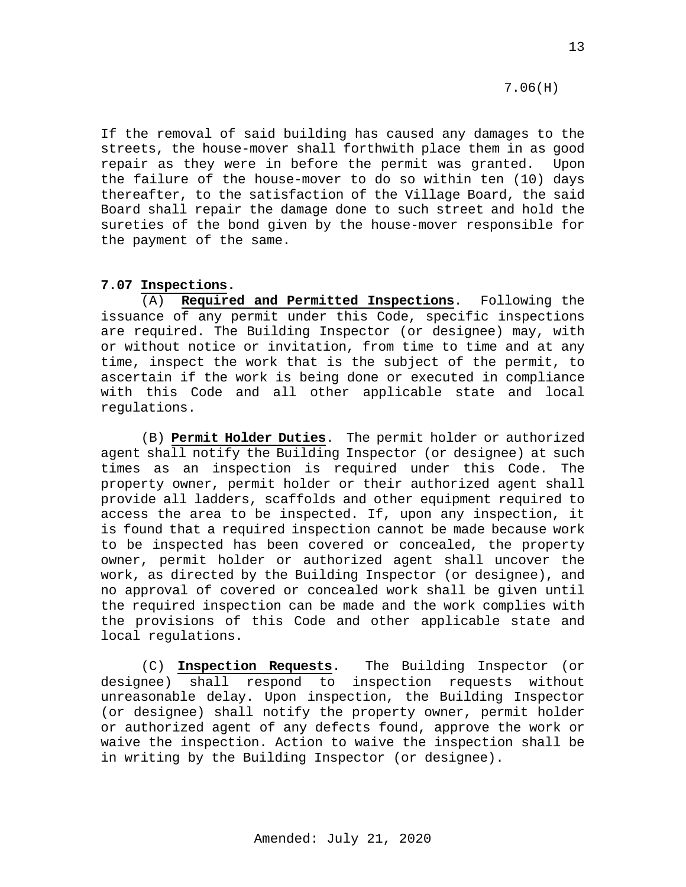7.06(H)

If the removal of said building has caused any damages to the streets, the house-mover shall forthwith place them in as good repair as they were in before the permit was granted. Upon the failure of the house-mover to do so within ten (10) days thereafter, to the satisfaction of the Village Board, the said Board shall repair the damage done to such street and hold the sureties of the bond given by the house-mover responsible for the payment of the same.

**7.07 Inspections.**

(A) **Required and Permitted Inspections**. Following the issuance of any permit under this Code, specific inspections are required. The Building Inspector (or designee) may, with or without notice or invitation, from time to time and at any time, inspect the work that is the subject of the permit, to ascertain if the work is being done or executed in compliance with this Code and all other applicable state and local regulations.

(B) **Permit Holder Duties**. The permit holder or authorized agent shall notify the Building Inspector (or designee) at such times as an inspection is required under this Code. The property owner, permit holder or their authorized agent shall provide all ladders, scaffolds and other equipment required to access the area to be inspected. If, upon any inspection, it is found that a required inspection cannot be made because work to be inspected has been covered or concealed, the property owner, permit holder or authorized agent shall uncover the work, as directed by the Building Inspector (or designee), and no approval of covered or concealed work shall be given until the required inspection can be made and the work complies with the provisions of this Code and other applicable state and local regulations.

(C) **Inspection Requests**. The Building Inspector (or designee) shall respond to inspection requests without unreasonable delay. Upon inspection, the Building Inspector (or designee) shall notify the property owner, permit holder or authorized agent of any defects found, approve the work or waive the inspection. Action to waive the inspection shall be in writing by the Building Inspector (or designee).

Amended: July 21, 2020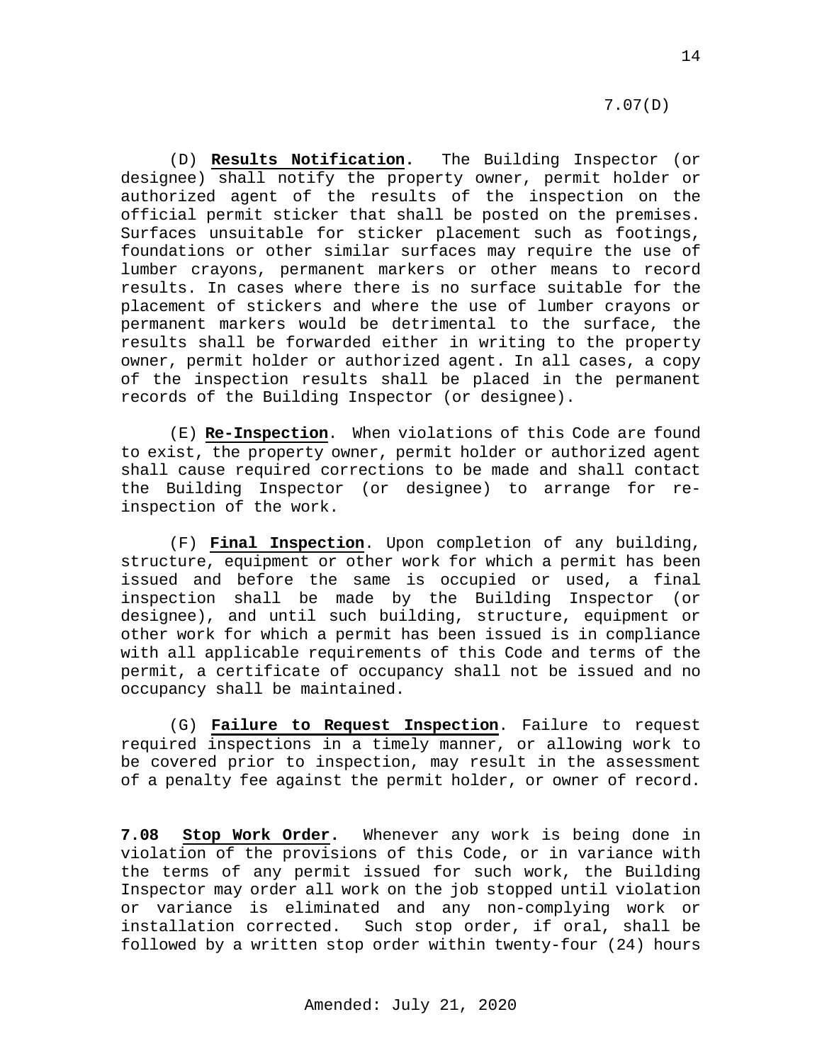(D) **Results Notification.** The Building Inspector (or designee) shall notify the property owner, permit holder or authorized agent of the results of the inspection on the official permit sticker that shall be posted on the premises. Surfaces unsuitable for sticker placement such as footings, foundations or other similar surfaces may require the use of lumber crayons, permanent markers or other means to record results. In cases where there is no surface suitable for the placement of stickers and where the use of lumber crayons or permanent markers would be detrimental to the surface, the results shall be forwarded either in writing to the property owner, permit holder or authorized agent. In all cases, a copy of the inspection results shall be placed in the permanent records of the Building Inspector (or designee).

(E) **Re-Inspection**. When violations of this Code are found to exist, the property owner, permit holder or authorized agent shall cause required corrections to be made and shall contact the Building Inspector (or designee) to arrange for re-inspection of the work.

(F) **Final Inspection**. Upon completion of any building, structure, equipment or other work for which a permit has been issued and before the same is occupied or used, a final inspection shall be made by the Building Inspector (or designee), and until such building, structure, equipment or other work for which a permit has been issued is in compliance with all applicable requirements of this Code and terms of the permit, a certificate of occupancy shall not be issued and no occupancy shall be maintained.

(G) **Failure to Request Inspection**. Failure to request required inspections in a timely manner, or allowing work to be covered prior to inspection, may result in the assessment of a penalty fee against the permit holder, or owner of record.

**7.08 Stop Work Order.** Whenever any work is being done in violation of the provisions of this Code, or in variance with the terms of any permit issued for such work, the Building Inspector may order all work on the job stopped until violation or variance is eliminated and any non-complying work or installation corrected. Such stop order, if oral, shall be followed by a written stop order within twenty-four (24) hours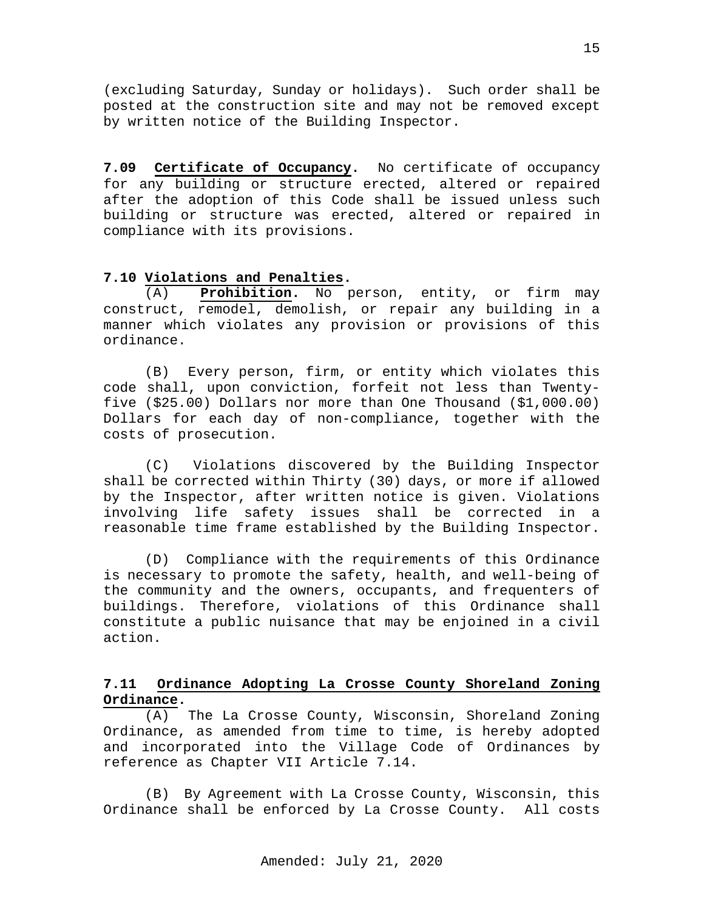(excluding Saturday, Sunday or holidays). Such order shall be posted at the construction site and may not be removed except by written notice of the Building Inspector.

**7.09 Certificate of Occupancy.** No certificate of occupancy for any building or structure erected, altered or repaired after the adoption of this Code shall be issued unless such building or structure was erected, altered or repaired in compliance with its provisions.

**7.10 Violations and Penalties.**

(A) **Prohibition.** No person, entity, or firm may construct, remodel, demolish, or repair any building in a manner which violates any provision or provisions of this ordinance.

(B) Every person, firm, or entity which violates this code shall, upon conviction, forfeit not less than Twenty-five ($25.00) Dollars nor more than One Thousand ($1,000.00) Dollars for each day of non-compliance, together with the costs of prosecution.

(C) Violations discovered by the Building Inspector shall be corrected within Thirty (30) days, or more if allowed by the Inspector, after written notice is given. Violations involving life safety issues shall be corrected in a reasonable time frame established by the Building Inspector.

(D) Compliance with the requirements of this Ordinance is necessary to promote the safety, health, and well-being of the community and the owners, occupants, and frequenters of buildings. Therefore, violations of this Ordinance shall constitute a public nuisance that may be enjoined in a civil action.

**7.11 Ordinance Adopting La Crosse County Shoreland Zoning Ordinance.**

(A) The La Crosse County, Wisconsin, Shoreland Zoning Ordinance, as amended from time to time, is hereby adopted and incorporated into the Village Code of Ordinances by reference as Chapter VII Article 7.14.

(B) By Agreement with La Crosse County, Wisconsin, this Ordinance shall be enforced by La Crosse County. All costs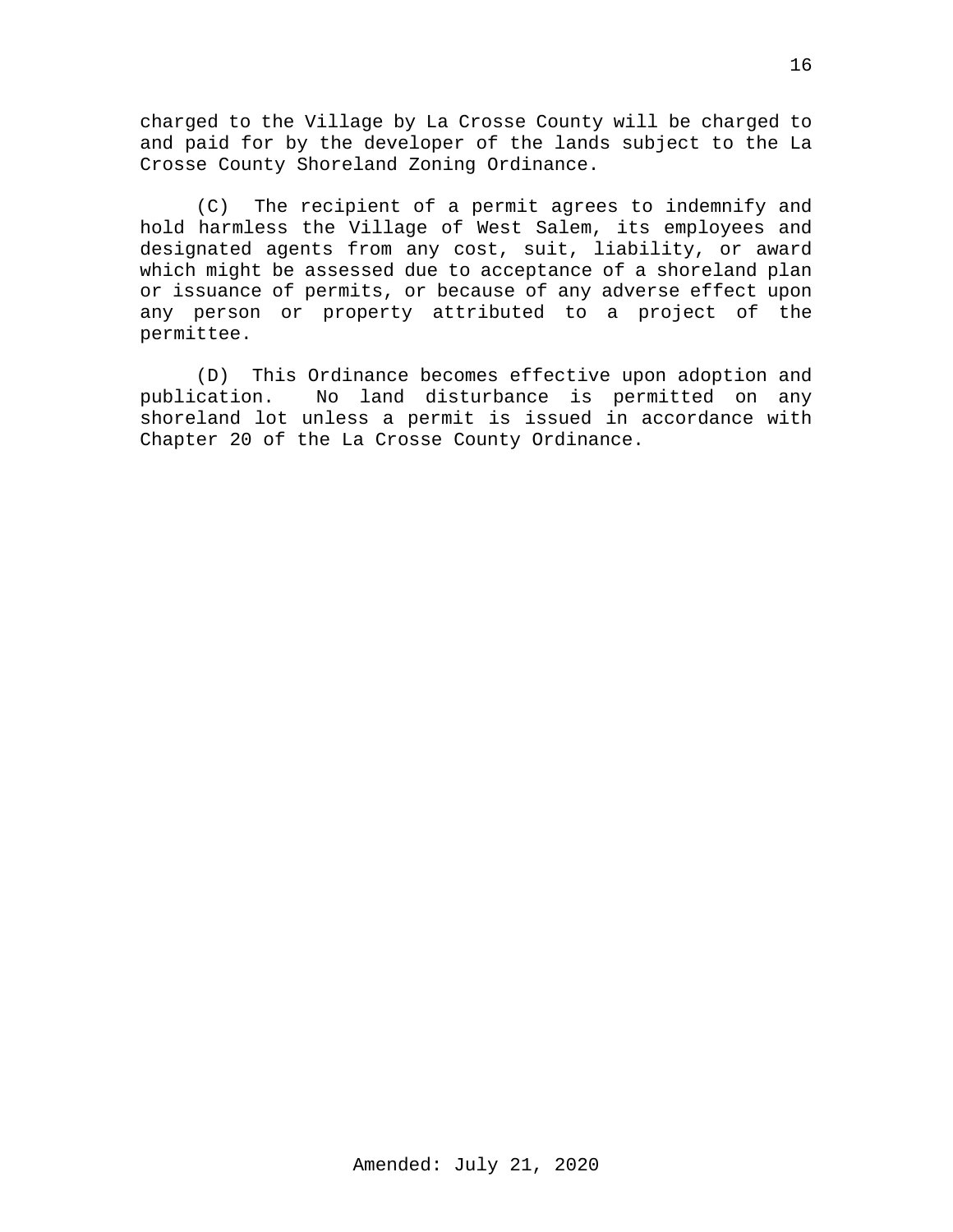charged to the Village by La Crosse County will be charged to and paid for by the developer of the lands subject to the La Crosse County Shoreland Zoning Ordinance.

(C) The recipient of a permit agrees to indemnify and hold harmless the Village of West Salem, its employees and designated agents from any cost, suit, liability, or award which might be assessed due to acceptance of a shoreland plan or issuance of permits, or because of any adverse effect upon any person or property attributed to a project of the permittee.

(D) This Ordinance becomes effective upon adoption and publication. No land disturbance is permitted on any shoreland lot unless a permit is issued in accordance with Chapter 20 of the La Crosse County Ordinance.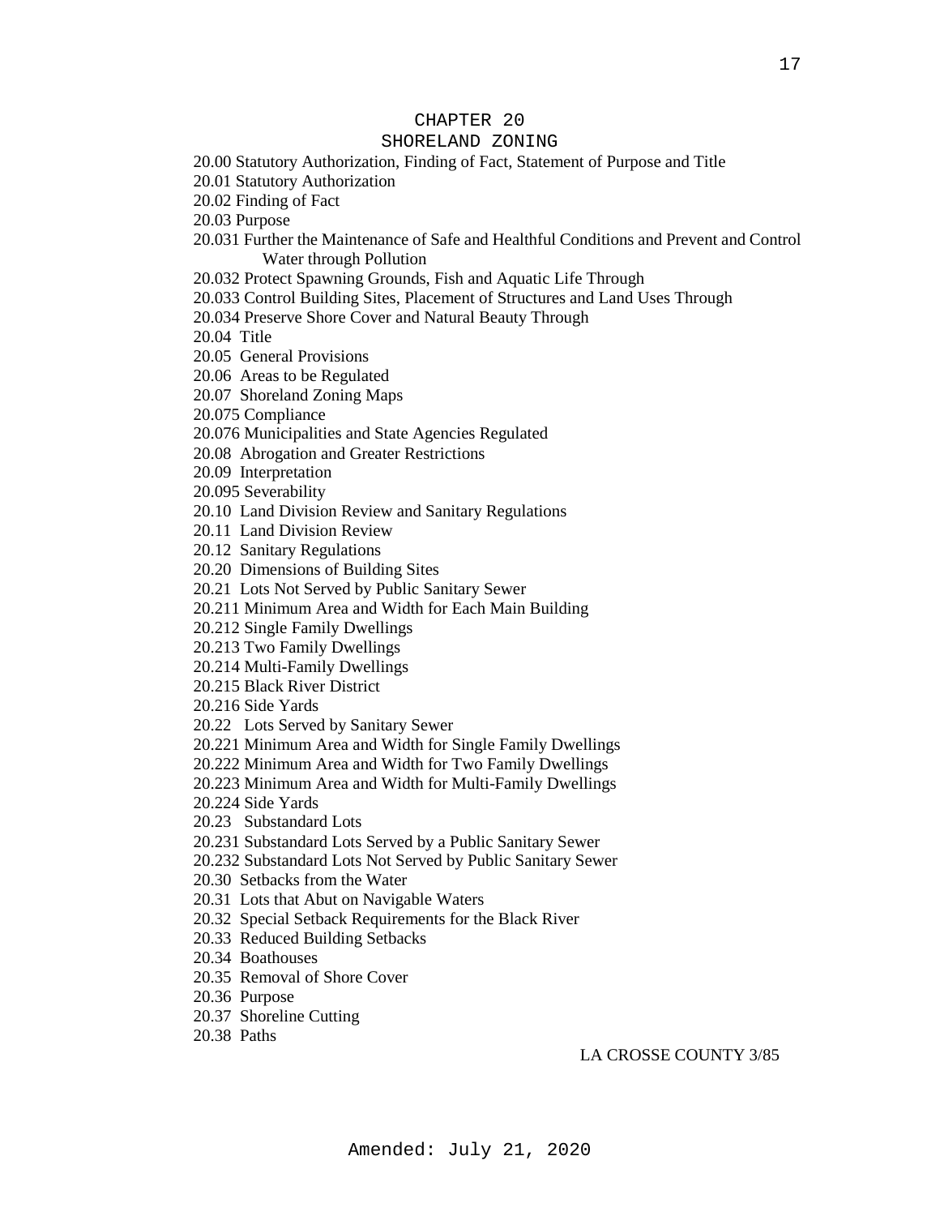# CHAPTER 20
# SHORELAND ZONING

20.00 Statutory Authorization, Finding of Fact, Statement of Purpose and Title
20.01 Statutory Authorization
20.02 Finding of Fact
20.03 Purpose
20.031 Further the Maintenance of Safe and Healthful Conditions and Prevent and Control Water through Pollution
20.032 Protect Spawning Grounds, Fish and Aquatic Life Through
20.033 Control Building Sites, Placement of Structures and Land Uses Through
20.034 Preserve Shore Cover and Natural Beauty Through
20.04 Title
20.05 General Provisions
20.06 Areas to be Regulated
20.07 Shoreland Zoning Maps
20.075 Compliance
20.076 Municipalities and State Agencies Regulated
20.08 Abrogation and Greater Restrictions
20.09 Interpretation
20.095 Severability
20.10 Land Division Review and Sanitary Regulations
20.11 Land Division Review
20.12 Sanitary Regulations
20.20 Dimensions of Building Sites
20.21 Lots Not Served by Public Sanitary Sewer
20.211 Minimum Area and Width for Each Main Building
20.212 Single Family Dwellings
20.213 Two Family Dwellings
20.214 Multi-Family Dwellings
20.215 Black River District
20.216 Side Yards
20.22 Lots Served by Sanitary Sewer
20.221 Minimum Area and Width for Single Family Dwellings
20.222 Minimum Area and Width for Two Family Dwellings
20.223 Minimum Area and Width for Multi-Family Dwellings
20.224 Side Yards
20.23 Substandard Lots
20.231 Substandard Lots Served by a Public Sanitary Sewer
20.232 Substandard Lots Not Served by Public Sanitary Sewer
20.30 Setbacks from the Water
20.31 Lots that Abut on Navigable Waters
20.32 Special Setback Requirements for the Black River
20.33 Reduced Building Setbacks
20.34 Boathouses
20.35 Removal of Shore Cover
20.36 Purpose
20.37 Shoreline Cutting
20.38 Paths

LA CROSSE COUNTY 3/85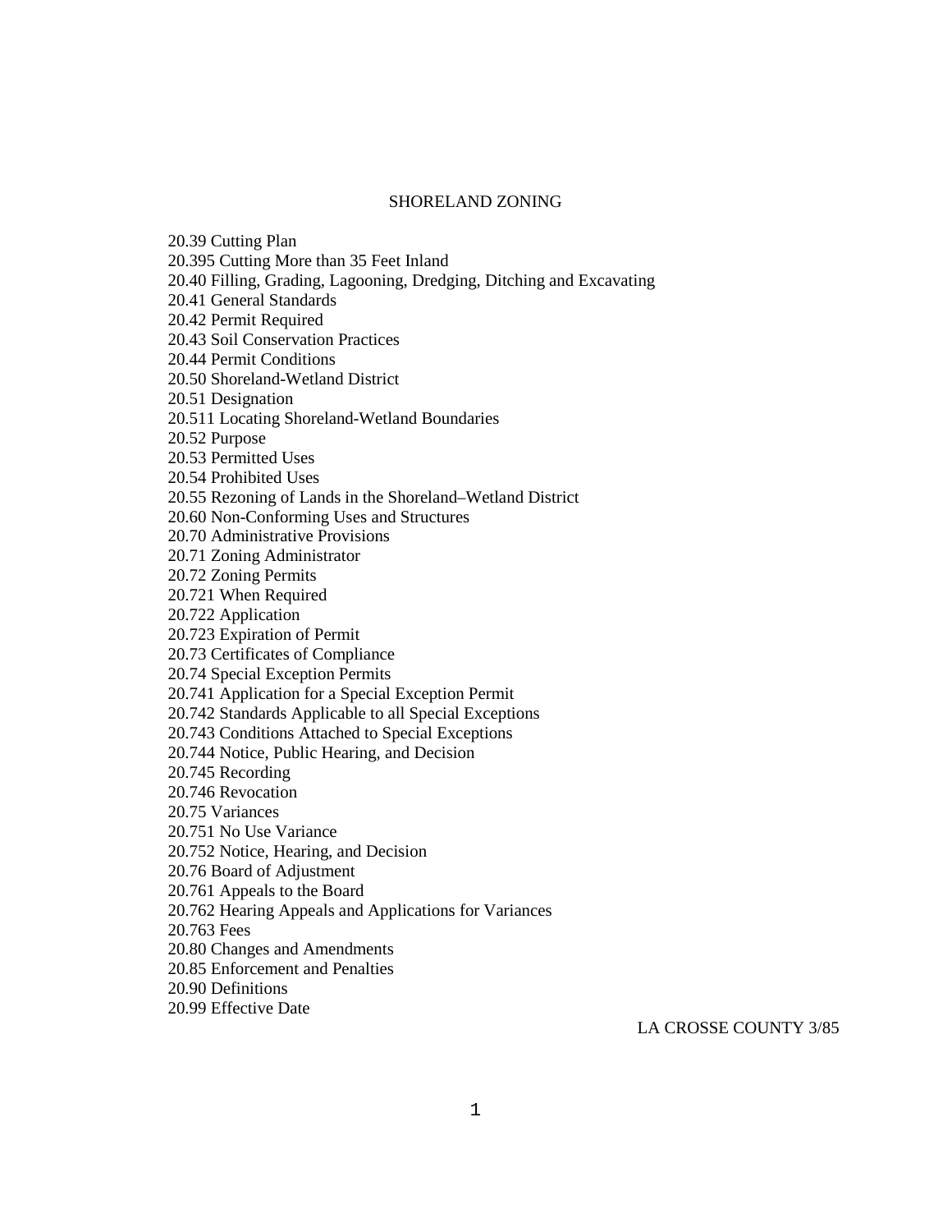## SHORELAND ZONING

20.39 Cutting Plan
20.395 Cutting More than 35 Feet Inland
20.40 Filling, Grading, Lagooning, Dredging, Ditching and Excavating
20.41 General Standards
20.42 Permit Required
20.43 Soil Conservation Practices
20.44 Permit Conditions
20.50 Shoreland-Wetland District
20.51 Designation
20.511 Locating Shoreland-Wetland Boundaries
20.52 Purpose
20.53 Permitted Uses
20.54 Prohibited Uses
20.55 Rezoning of Lands in the Shoreland–Wetland District
20.60 Non-Conforming Uses and Structures
20.70 Administrative Provisions
20.71 Zoning Administrator
20.72 Zoning Permits
20.721 When Required
20.722 Application
20.723 Expiration of Permit
20.73 Certificates of Compliance
20.74 Special Exception Permits
20.741 Application for a Special Exception Permit
20.742 Standards Applicable to all Special Exceptions
20.743 Conditions Attached to Special Exceptions
20.744 Notice, Public Hearing, and Decision
20.745 Recording
20.746 Revocation
20.75 Variances
20.751 No Use Variance
20.752 Notice, Hearing, and Decision
20.76 Board of Adjustment
20.761 Appeals to the Board
20.762 Hearing Appeals and Applications for Variances
20.763 Fees
20.80 Changes and Amendments
20.85 Enforcement and Penalties
20.90 Definitions
20.99 Effective Date

LA CROSSE COUNTY 3/85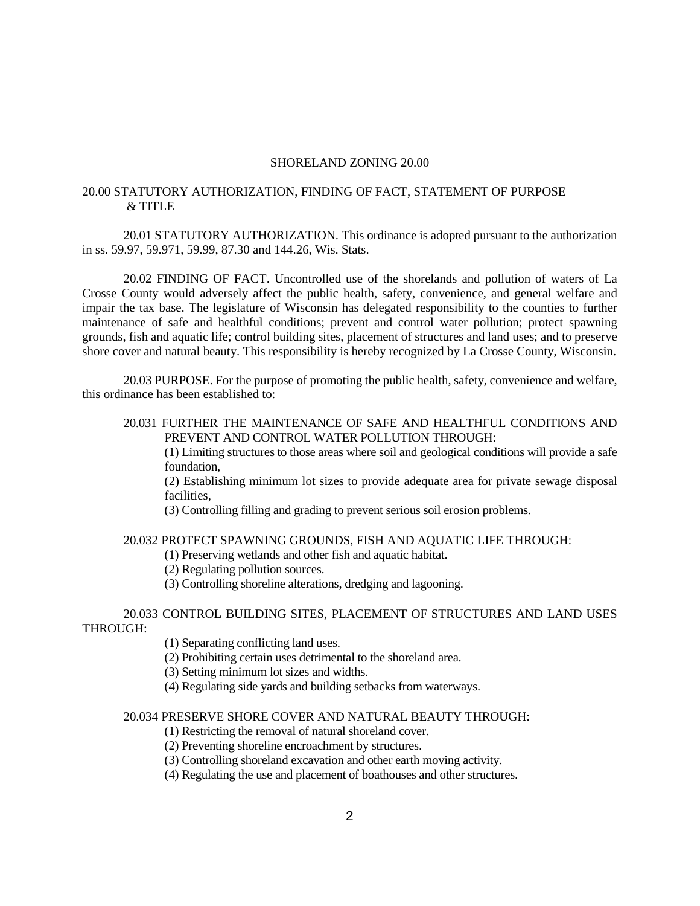# SHORELAND ZONING 20.00

## 20.00 STATUTORY AUTHORIZATION, FINDING OF FACT, STATEMENT OF PURPOSE & TITLE

20.01 STATUTORY AUTHORIZATION. This ordinance is adopted pursuant to the authorization in ss. 59.97, 59.971, 59.99, 87.30 and 144.26, Wis. Stats.

20.02 FINDING OF FACT. Uncontrolled use of the shorelands and pollution of waters of La Crosse County would adversely affect the public health, safety, convenience, and general welfare and impair the tax base. The legislature of Wisconsin has delegated responsibility to the counties to further maintenance of safe and healthful conditions; prevent and control water pollution; protect spawning grounds, fish and aquatic life; control building sites, placement of structures and land uses; and to preserve shore cover and natural beauty. This responsibility is hereby recognized by La Crosse County, Wisconsin.

20.03 PURPOSE. For the purpose of promoting the public health, safety, convenience and welfare, this ordinance has been established to:

20.031 FURTHER THE MAINTENANCE OF SAFE AND HEALTHFUL CONDITIONS AND PREVENT AND CONTROL WATER POLLUTION THROUGH:

(1) Limiting structures to those areas where soil and geological conditions will provide a safe foundation,

(2) Establishing minimum lot sizes to provide adequate area for private sewage disposal facilities,

(3) Controlling filling and grading to prevent serious soil erosion problems.

20.032 PROTECT SPAWNING GROUNDS, FISH AND AQUATIC LIFE THROUGH:

(1) Preserving wetlands and other fish and aquatic habitat.

(2) Regulating pollution sources.

(3) Controlling shoreline alterations, dredging and lagooning.

20.033 CONTROL BUILDING SITES, PLACEMENT OF STRUCTURES AND LAND USES THROUGH:

(1) Separating conflicting land uses.

(2) Prohibiting certain uses detrimental to the shoreland area.

(3) Setting minimum lot sizes and widths.

(4) Regulating side yards and building setbacks from waterways.

20.034 PRESERVE SHORE COVER AND NATURAL BEAUTY THROUGH:

(1) Restricting the removal of natural shoreland cover.

(2) Preventing shoreline encroachment by structures.

(3) Controlling shoreland excavation and other earth moving activity.

(4) Regulating the use and placement of boathouses and other structures.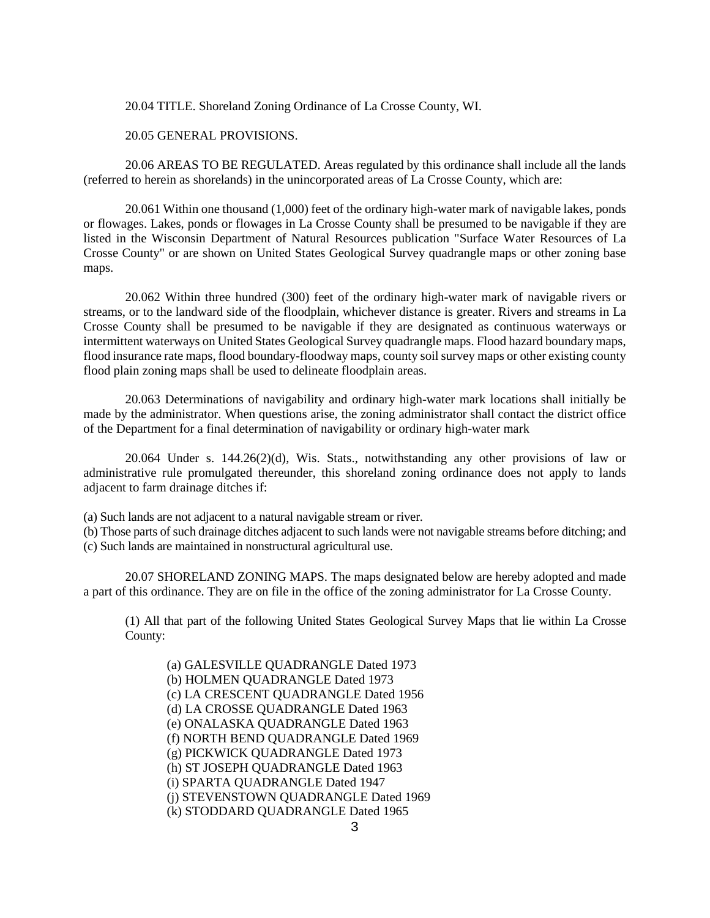20.04 TITLE. Shoreland Zoning Ordinance of La Crosse County, WI.

20.05 GENERAL PROVISIONS.

20.06 AREAS TO BE REGULATED. Areas regulated by this ordinance shall include all the lands (referred to herein as shorelands) in the unincorporated areas of La Crosse County, which are:

20.061 Within one thousand (1,000) feet of the ordinary high-water mark of navigable lakes, ponds or flowages. Lakes, ponds or flowages in La Crosse County shall be presumed to be navigable if they are listed in the Wisconsin Department of Natural Resources publication "Surface Water Resources of La Crosse County" or are shown on United States Geological Survey quadrangle maps or other zoning base maps.

20.062 Within three hundred (300) feet of the ordinary high-water mark of navigable rivers or streams, or to the landward side of the floodplain, whichever distance is greater. Rivers and streams in La Crosse County shall be presumed to be navigable if they are designated as continuous waterways or intermittent waterways on United States Geological Survey quadrangle maps. Flood hazard boundary maps, flood insurance rate maps, flood boundary-floodway maps, county soil survey maps or other existing county flood plain zoning maps shall be used to delineate floodplain areas.

20.063 Determinations of navigability and ordinary high-water mark locations shall initially be made by the administrator. When questions arise, the zoning administrator shall contact the district office of the Department for a final determination of navigability or ordinary high-water mark

20.064 Under s. 144.26(2)(d), Wis. Stats., notwithstanding any other provisions of law or administrative rule promulgated thereunder, this shoreland zoning ordinance does not apply to lands adjacent to farm drainage ditches if:

(a) Such lands are not adjacent to a natural navigable stream or river.
(b) Those parts of such drainage ditches adjacent to such lands were not navigable streams before ditching; and
(c) Such lands are maintained in nonstructural agricultural use.

20.07 SHORELAND ZONING MAPS. The maps designated below are hereby adopted and made a part of this ordinance. They are on file in the office of the zoning administrator for La Crosse County.

(1) All that part of the following United States Geological Survey Maps that lie within La Crosse County:

(a) GALESVILLE QUADRANGLE Dated 1973
(b) HOLMEN QUADRANGLE Dated 1973
(c) LA CRESCENT QUADRANGLE Dated 1956
(d) LA CROSSE QUADRANGLE Dated 1963
(e) ONALASKA QUADRANGLE Dated 1963
(f) NORTH BEND QUADRANGLE Dated 1969
(g) PICKWICK QUADRANGLE Dated 1973
(h) ST JOSEPH QUADRANGLE Dated 1963
(i) SPARTA QUADRANGLE Dated 1947
(j) STEVENSTOWN QUADRANGLE Dated 1969
(k) STODDARD QUADRANGLE Dated 1965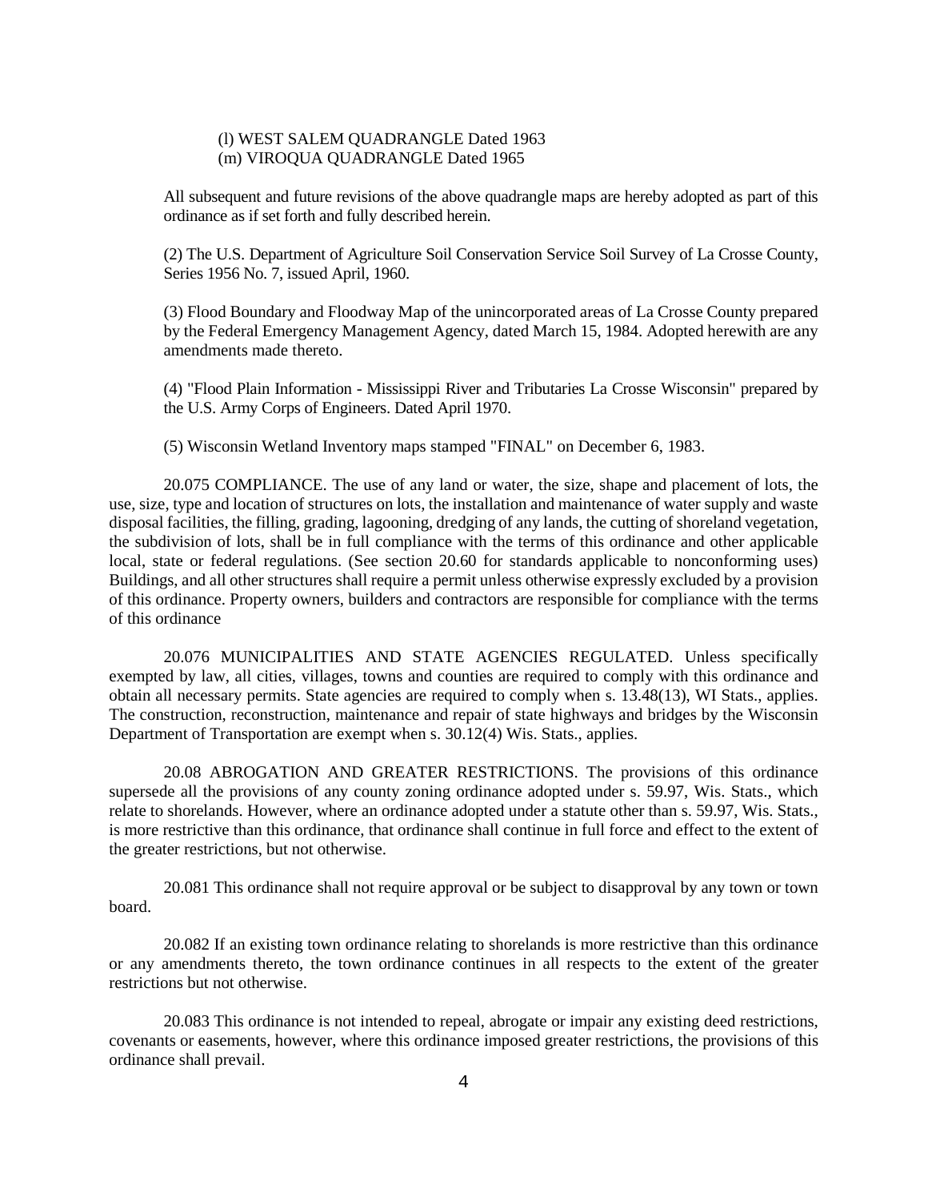(l) WEST SALEM QUADRANGLE Dated 1963
(m) VIROQUA QUADRANGLE Dated 1965

All subsequent and future revisions of the above quadrangle maps are hereby adopted as part of this ordinance as if set forth and fully described herein.

(2) The U.S. Department of Agriculture Soil Conservation Service Soil Survey of La Crosse County, Series 1956 No. 7, issued April, 1960.

(3) Flood Boundary and Floodway Map of the unincorporated areas of La Crosse County prepared by the Federal Emergency Management Agency, dated March 15, 1984. Adopted herewith are any amendments made thereto.

(4) "Flood Plain Information - Mississippi River and Tributaries La Crosse Wisconsin" prepared by the U.S. Army Corps of Engineers. Dated April 1970.

(5) Wisconsin Wetland Inventory maps stamped "FINAL" on December 6, 1983.

20.075 COMPLIANCE. The use of any land or water, the size, shape and placement of lots, the use, size, type and location of structures on lots, the installation and maintenance of water supply and waste disposal facilities, the filling, grading, lagooning, dredging of any lands, the cutting of shoreland vegetation, the subdivision of lots, shall be in full compliance with the terms of this ordinance and other applicable local, state or federal regulations. (See section 20.60 for standards applicable to nonconforming uses) Buildings, and all other structures shall require a permit unless otherwise expressly excluded by a provision of this ordinance. Property owners, builders and contractors are responsible for compliance with the terms of this ordinance

20.076 MUNICIPALITIES AND STATE AGENCIES REGULATED. Unless specifically exempted by law, all cities, villages, towns and counties are required to comply with this ordinance and obtain all necessary permits. State agencies are required to comply when s. 13.48(13), WI Stats., applies. The construction, reconstruction, maintenance and repair of state highways and bridges by the Wisconsin Department of Transportation are exempt when s. 30.12(4) Wis. Stats., applies.

20.08 ABROGATION AND GREATER RESTRICTIONS. The provisions of this ordinance supersede all the provisions of any county zoning ordinance adopted under s. 59.97, Wis. Stats., which relate to shorelands. However, where an ordinance adopted under a statute other than s. 59.97, Wis. Stats., is more restrictive than this ordinance, that ordinance shall continue in full force and effect to the extent of the greater restrictions, but not otherwise.

20.081 This ordinance shall not require approval or be subject to disapproval by any town or town board.

20.082 If an existing town ordinance relating to shorelands is more restrictive than this ordinance or any amendments thereto, the town ordinance continues in all respects to the extent of the greater restrictions but not otherwise.

20.083 This ordinance is not intended to repeal, abrogate or impair any existing deed restrictions, covenants or easements, however, where this ordinance imposed greater restrictions, the provisions of this ordinance shall prevail.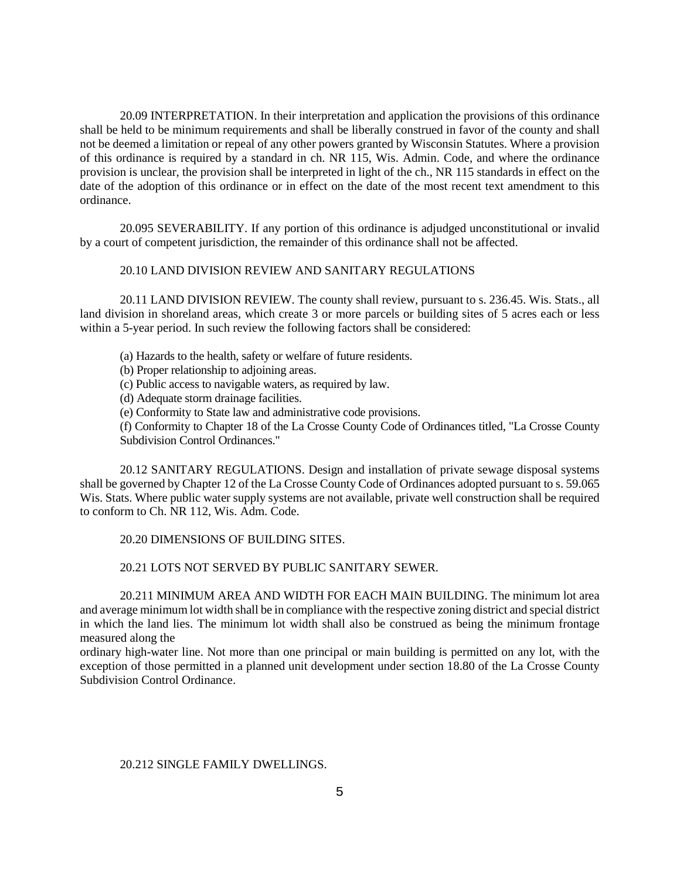20.09 INTERPRETATION. In their interpretation and application the provisions of this ordinance shall be held to be minimum requirements and shall be liberally construed in favor of the county and shall not be deemed a limitation or repeal of any other powers granted by Wisconsin Statutes. Where a provision of this ordinance is required by a standard in ch. NR 115, Wis. Admin. Code, and where the ordinance provision is unclear, the provision shall be interpreted in light of the ch., NR 115 standards in effect on the date of the adoption of this ordinance or in effect on the date of the most recent text amendment to this ordinance.

20.095 SEVERABILITY. If any portion of this ordinance is adjudged unconstitutional or invalid by a court of competent jurisdiction, the remainder of this ordinance shall not be affected.

20.10 LAND DIVISION REVIEW AND SANITARY REGULATIONS

20.11 LAND DIVISION REVIEW. The county shall review, pursuant to s. 236.45. Wis. Stats., all land division in shoreland areas, which create 3 or more parcels or building sites of 5 acres each or less within a 5-year period. In such review the following factors shall be considered:

(a) Hazards to the health, safety or welfare of future residents.
(b) Proper relationship to adjoining areas.
(c) Public access to navigable waters, as required by law.
(d) Adequate storm drainage facilities.
(e) Conformity to State law and administrative code provisions.
(f) Conformity to Chapter 18 of the La Crosse County Code of Ordinances titled, "La Crosse County Subdivision Control Ordinances."

20.12 SANITARY REGULATIONS. Design and installation of private sewage disposal systems shall be governed by Chapter 12 of the La Crosse County Code of Ordinances adopted pursuant to s. 59.065 Wis. Stats. Where public water supply systems are not available, private well construction shall be required to conform to Ch. NR 112, Wis. Adm. Code.

20.20 DIMENSIONS OF BUILDING SITES.

20.21 LOTS NOT SERVED BY PUBLIC SANITARY SEWER.

20.211 MINIMUM AREA AND WIDTH FOR EACH MAIN BUILDING. The minimum lot area and average minimum lot width shall be in compliance with the respective zoning district and special district in which the land lies. The minimum lot width shall also be construed as being the minimum frontage measured along the ordinary high-water line. Not more than one principal or main building is permitted on any lot, with the exception of those permitted in a planned unit development under section 18.80 of the La Crosse County Subdivision Control Ordinance.

20.212 SINGLE FAMILY DWELLINGS.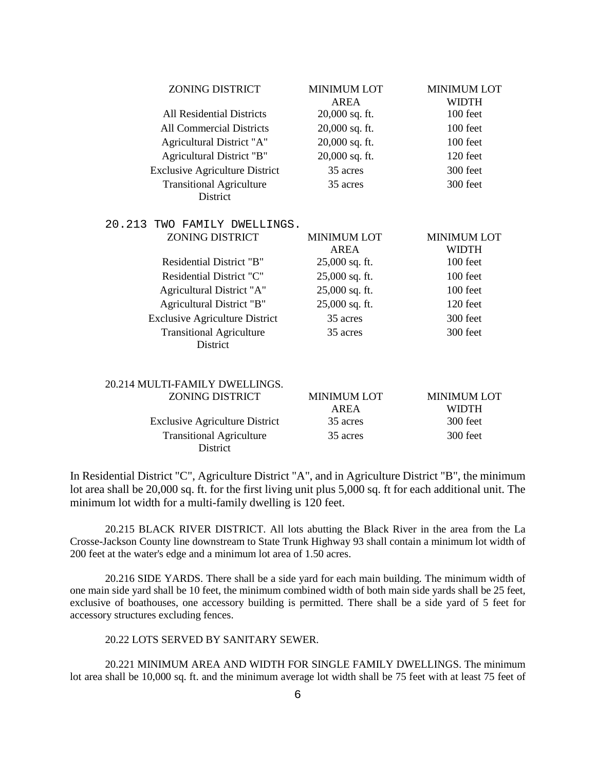| ZONING DISTRICT | MINIMUM LOT AREA | MINIMUM LOT WIDTH |
|---|---|---|
| All Residential Districts | 20,000 sq. ft. | 100 feet |
| All Commercial Districts | 20,000 sq. ft. | 100 feet |
| Agricultural District "A" | 20,000 sq. ft. | 100 feet |
| Agricultural District "B" | 20,000 sq. ft. | 120 feet |
| Exclusive Agriculture District | 35 acres | 300 feet |
| Transitional Agriculture District | 35 acres | 300 feet |

20.213 TWO FAMILY DWELLINGS.

| ZONING DISTRICT | MINIMUM LOT AREA | MINIMUM LOT WIDTH |
|---|---|---|
| Residential District "B" | 25,000 sq. ft. | 100 feet |
| Residential District "C" | 25,000 sq. ft. | 100 feet |
| Agricultural District "A" | 25,000 sq. ft. | 100 feet |
| Agricultural District "B" | 25,000 sq. ft. | 120 feet |
| Exclusive Agriculture District | 35 acres | 300 feet |
| Transitional Agriculture District | 35 acres | 300 feet |

20.214 MULTI-FAMILY DWELLINGS.

| ZONING DISTRICT | MINIMUM LOT AREA | MINIMUM LOT WIDTH |
|---|---|---|
| Exclusive Agriculture District | 35 acres | 300 feet |
| Transitional Agriculture District | 35 acres | 300 feet |

In Residential District "C", Agriculture District "A", and in Agriculture District "B", the minimum lot area shall be 20,000 sq. ft. for the first living unit plus 5,000 sq. ft for each additional unit. The minimum lot width for a multi-family dwelling is 120 feet.

20.215 BLACK RIVER DISTRICT. All lots abutting the Black River in the area from the La Crosse-Jackson County line downstream to State Trunk Highway 93 shall contain a minimum lot width of 200 feet at the water's edge and a minimum lot area of 1.50 acres.

20.216 SIDE YARDS. There shall be a side yard for each main building. The minimum width of one main side yard shall be 10 feet, the minimum combined width of both main side yards shall be 25 feet, exclusive of boathouses, one accessory building is permitted. There shall be a side yard of 5 feet for accessory structures excluding fences.

20.22 LOTS SERVED BY SANITARY SEWER.

20.221 MINIMUM AREA AND WIDTH FOR SINGLE FAMILY DWELLINGS. The minimum lot area shall be 10,000 sq. ft. and the minimum average lot width shall be 75 feet with at least 75 feet of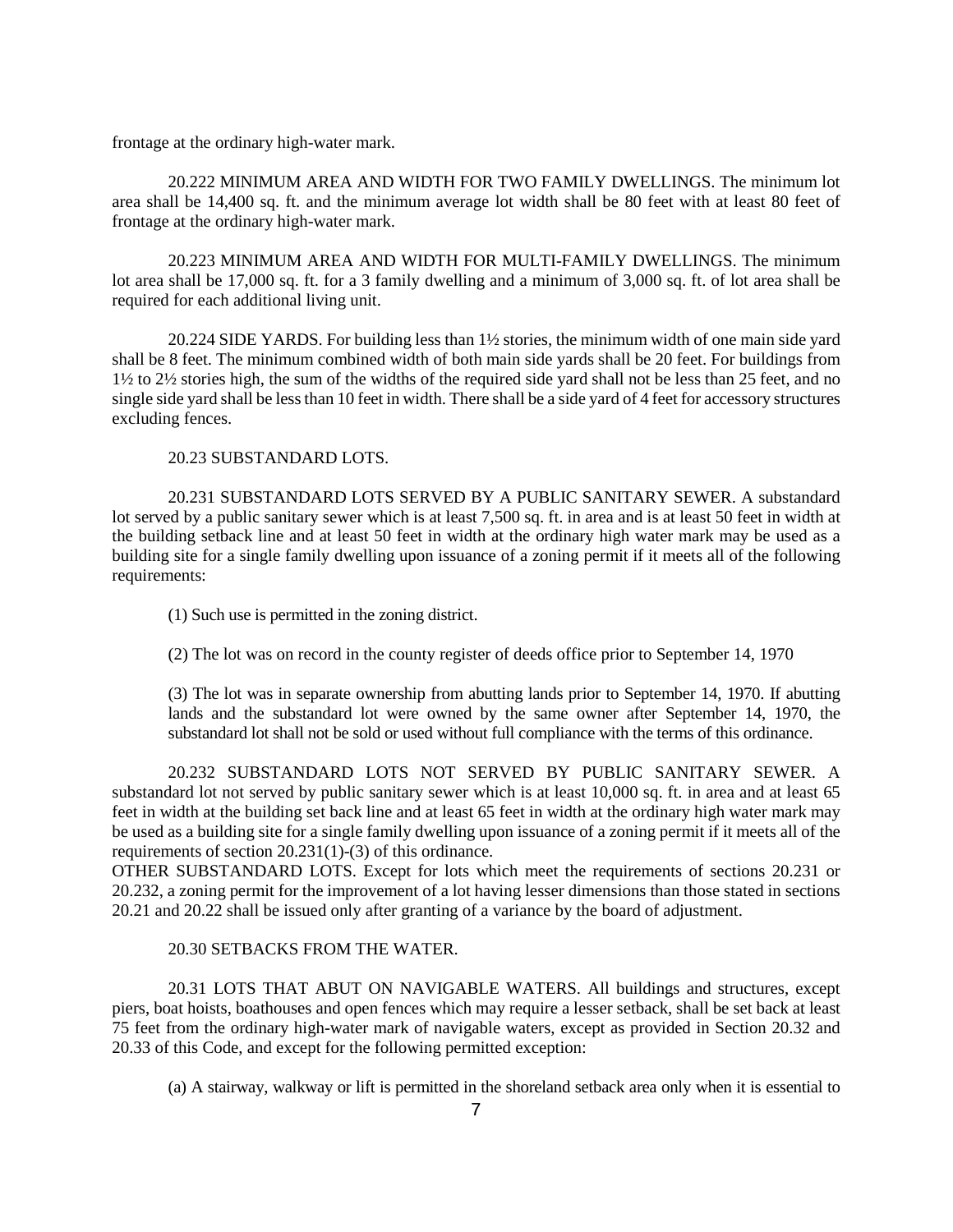frontage at the ordinary high-water mark.

20.222 MINIMUM AREA AND WIDTH FOR TWO FAMILY DWELLINGS. The minimum lot area shall be 14,400 sq. ft. and the minimum average lot width shall be 80 feet with at least 80 feet of frontage at the ordinary high-water mark.

20.223 MINIMUM AREA AND WIDTH FOR MULTI-FAMILY DWELLINGS. The minimum lot area shall be 17,000 sq. ft. for a 3 family dwelling and a minimum of 3,000 sq. ft. of lot area shall be required for each additional living unit.

20.224 SIDE YARDS. For building less than 1½ stories, the minimum width of one main side yard shall be 8 feet. The minimum combined width of both main side yards shall be 20 feet. For buildings from 1½ to 2½ stories high, the sum of the widths of the required side yard shall not be less than 25 feet, and no single side yard shall be less than 10 feet in width. There shall be a side yard of 4 feet for accessory structures excluding fences.

20.23 SUBSTANDARD LOTS.

20.231 SUBSTANDARD LOTS SERVED BY A PUBLIC SANITARY SEWER. A substandard lot served by a public sanitary sewer which is at least 7,500 sq. ft. in area and is at least 50 feet in width at the building setback line and at least 50 feet in width at the ordinary high water mark may be used as a building site for a single family dwelling upon issuance of a zoning permit if it meets all of the following requirements:

(1) Such use is permitted in the zoning district.

(2) The lot was on record in the county register of deeds office prior to September 14, 1970

(3) The lot was in separate ownership from abutting lands prior to September 14, 1970. If abutting lands and the substandard lot were owned by the same owner after September 14, 1970, the substandard lot shall not be sold or used without full compliance with the terms of this ordinance.

20.232 SUBSTANDARD LOTS NOT SERVED BY PUBLIC SANITARY SEWER. A substandard lot not served by public sanitary sewer which is at least 10,000 sq. ft. in area and at least 65 feet in width at the building set back line and at least 65 feet in width at the ordinary high water mark may be used as a building site for a single family dwelling upon issuance of a zoning permit if it meets all of the requirements of section 20.231(1)-(3) of this ordinance.

OTHER SUBSTANDARD LOTS. Except for lots which meet the requirements of sections 20.231 or 20.232, a zoning permit for the improvement of a lot having lesser dimensions than those stated in sections 20.21 and 20.22 shall be issued only after granting of a variance by the board of adjustment.

20.30 SETBACKS FROM THE WATER.

20.31 LOTS THAT ABUT ON NAVIGABLE WATERS. All buildings and structures, except piers, boat hoists, boathouses and open fences which may require a lesser setback, shall be set back at least 75 feet from the ordinary high-water mark of navigable waters, except as provided in Section 20.32 and 20.33 of this Code, and except for the following permitted exception:

(a) A stairway, walkway or lift is permitted in the shoreland setback area only when it is essential to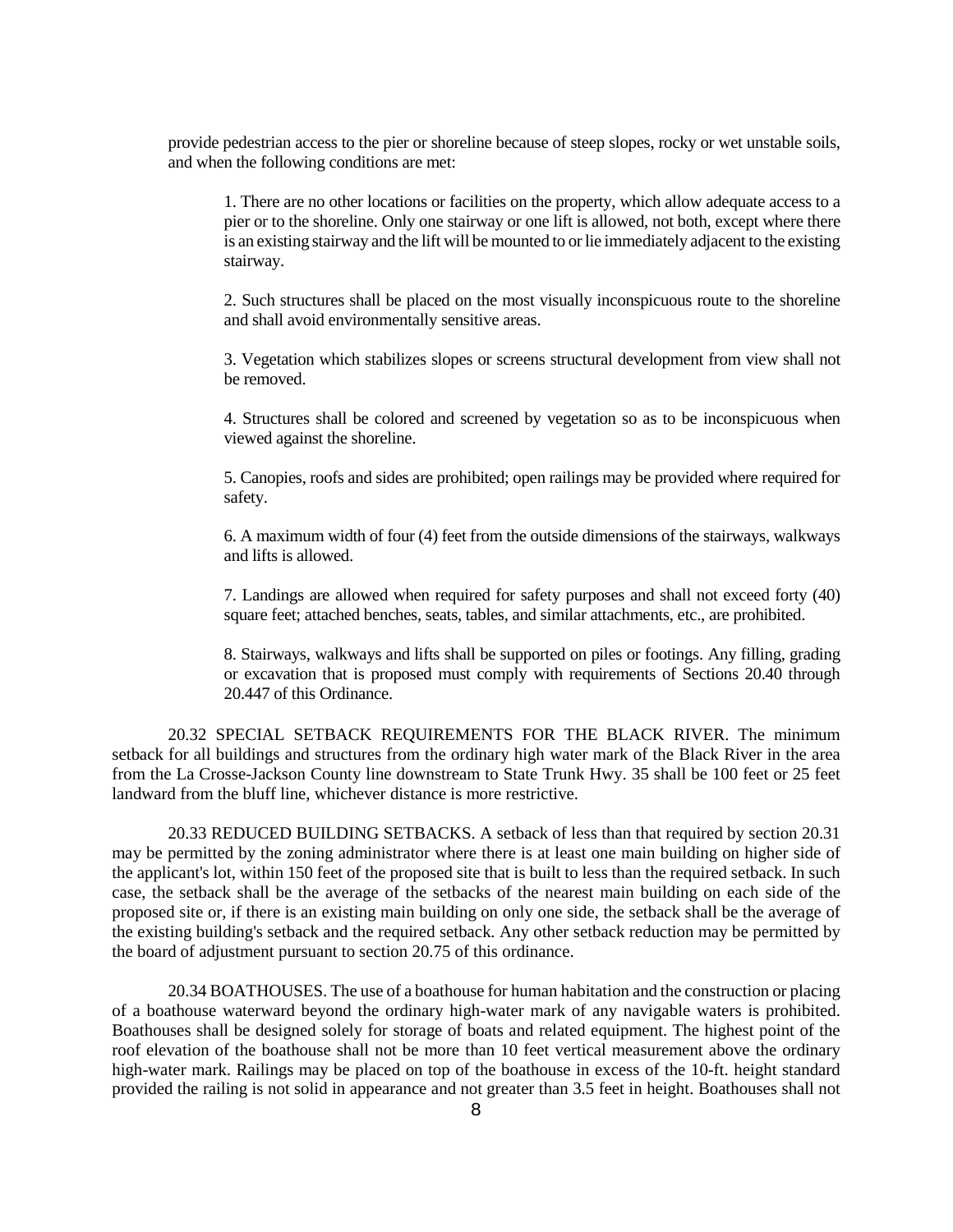provide pedestrian access to the pier or shoreline because of steep slopes, rocky or wet unstable soils, and when the following conditions are met:

1. There are no other locations or facilities on the property, which allow adequate access to a pier or to the shoreline. Only one stairway or one lift is allowed, not both, except where there is an existing stairway and the lift will be mounted to or lie immediately adjacent to the existing stairway.

2. Such structures shall be placed on the most visually inconspicuous route to the shoreline and shall avoid environmentally sensitive areas.

3. Vegetation which stabilizes slopes or screens structural development from view shall not be removed.

4. Structures shall be colored and screened by vegetation so as to be inconspicuous when viewed against the shoreline.

5. Canopies, roofs and sides are prohibited; open railings may be provided where required for safety.

6. A maximum width of four (4) feet from the outside dimensions of the stairways, walkways and lifts is allowed.

7. Landings are allowed when required for safety purposes and shall not exceed forty (40) square feet; attached benches, seats, tables, and similar attachments, etc., are prohibited.

8. Stairways, walkways and lifts shall be supported on piles or footings. Any filling, grading or excavation that is proposed must comply with requirements of Sections 20.40 through 20.447 of this Ordinance.

20.32 SPECIAL SETBACK REQUIREMENTS FOR THE BLACK RIVER. The minimum setback for all buildings and structures from the ordinary high water mark of the Black River in the area from the La Crosse-Jackson County line downstream to State Trunk Hwy. 35 shall be 100 feet or 25 feet landward from the bluff line, whichever distance is more restrictive.

20.33 REDUCED BUILDING SETBACKS. A setback of less than that required by section 20.31 may be permitted by the zoning administrator where there is at least one main building on higher side of the applicant's lot, within 150 feet of the proposed site that is built to less than the required setback. In such case, the setback shall be the average of the setbacks of the nearest main building on each side of the proposed site or, if there is an existing main building on only one side, the setback shall be the average of the existing building's setback and the required setback. Any other setback reduction may be permitted by the board of adjustment pursuant to section 20.75 of this ordinance.

20.34 BOATHOUSES. The use of a boathouse for human habitation and the construction or placing of a boathouse waterward beyond the ordinary high-water mark of any navigable waters is prohibited. Boathouses shall be designed solely for storage of boats and related equipment. The highest point of the roof elevation of the boathouse shall not be more than 10 feet vertical measurement above the ordinary high-water mark. Railings may be placed on top of the boathouse in excess of the 10-ft. height standard provided the railing is not solid in appearance and not greater than 3.5 feet in height. Boathouses shall not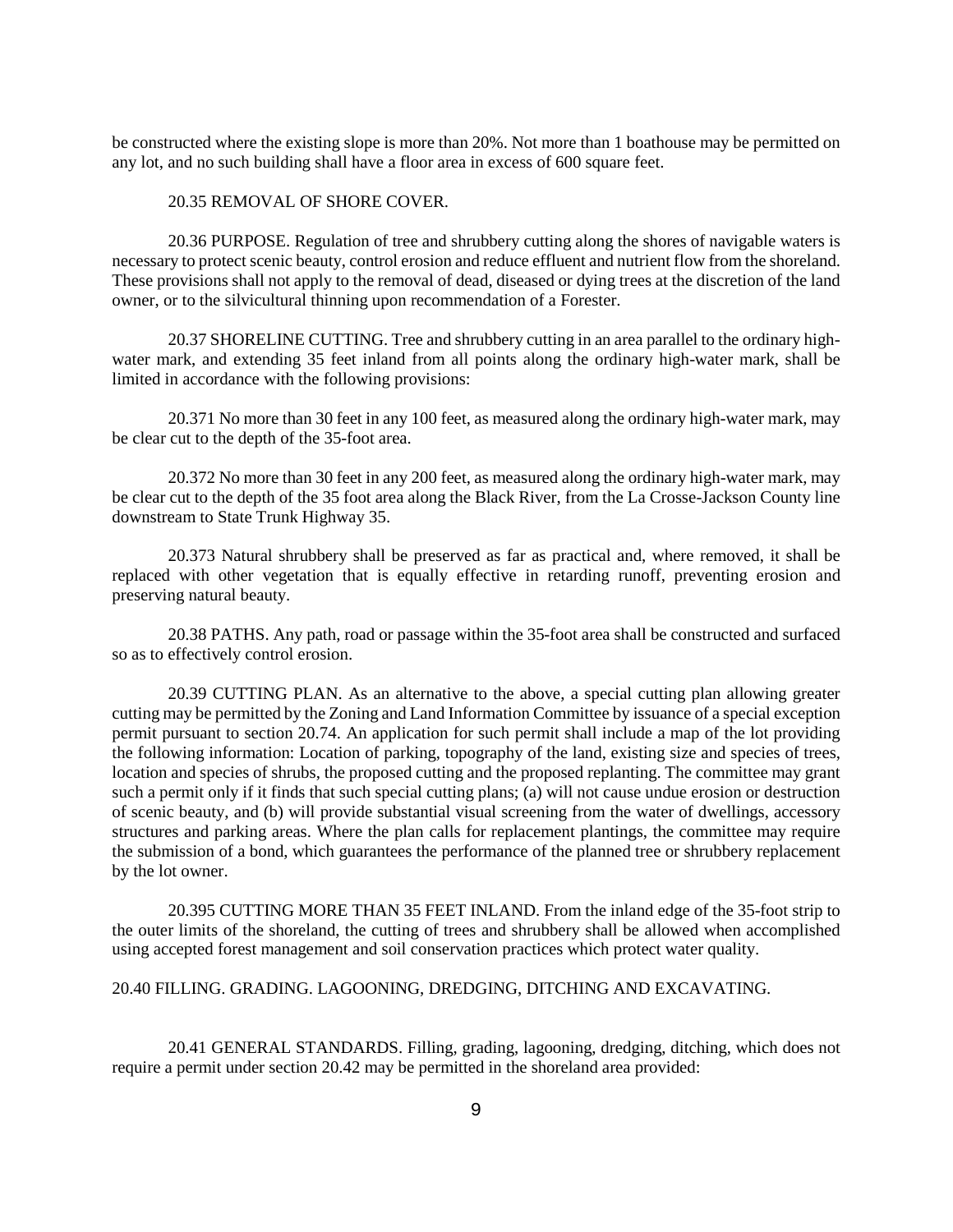be constructed where the existing slope is more than 20%. Not more than 1 boathouse may be permitted on any lot, and no such building shall have a floor area in excess of 600 square feet.

20.35 REMOVAL OF SHORE COVER.

20.36 PURPOSE. Regulation of tree and shrubbery cutting along the shores of navigable waters is necessary to protect scenic beauty, control erosion and reduce effluent and nutrient flow from the shoreland. These provisions shall not apply to the removal of dead, diseased or dying trees at the discretion of the land owner, or to the silvicultural thinning upon recommendation of a Forester.

20.37 SHORELINE CUTTING. Tree and shrubbery cutting in an area parallel to the ordinary high-water mark, and extending 35 feet inland from all points along the ordinary high-water mark, shall be limited in accordance with the following provisions:

20.371 No more than 30 feet in any 100 feet, as measured along the ordinary high-water mark, may be clear cut to the depth of the 35-foot area.

20.372 No more than 30 feet in any 200 feet, as measured along the ordinary high-water mark, may be clear cut to the depth of the 35 foot area along the Black River, from the La Crosse-Jackson County line downstream to State Trunk Highway 35.

20.373 Natural shrubbery shall be preserved as far as practical and, where removed, it shall be replaced with other vegetation that is equally effective in retarding runoff, preventing erosion and preserving natural beauty.

20.38 PATHS. Any path, road or passage within the 35-foot area shall be constructed and surfaced so as to effectively control erosion.

20.39 CUTTING PLAN. As an alternative to the above, a special cutting plan allowing greater cutting may be permitted by the Zoning and Land Information Committee by issuance of a special exception permit pursuant to section 20.74. An application for such permit shall include a map of the lot providing the following information: Location of parking, topography of the land, existing size and species of trees, location and species of shrubs, the proposed cutting and the proposed replanting. The committee may grant such a permit only if it finds that such special cutting plans; (a) will not cause undue erosion or destruction of scenic beauty, and (b) will provide substantial visual screening from the water of dwellings, accessory structures and parking areas. Where the plan calls for replacement plantings, the committee may require the submission of a bond, which guarantees the performance of the planned tree or shrubbery replacement by the lot owner.

20.395 CUTTING MORE THAN 35 FEET INLAND. From the inland edge of the 35-foot strip to the outer limits of the shoreland, the cutting of trees and shrubbery shall be allowed when accomplished using accepted forest management and soil conservation practices which protect water quality.

20.40 FILLING. GRADING. LAGOONING, DREDGING, DITCHING AND EXCAVATING.

20.41 GENERAL STANDARDS. Filling, grading, lagooning, dredging, ditching, which does not require a permit under section 20.42 may be permitted in the shoreland area provided: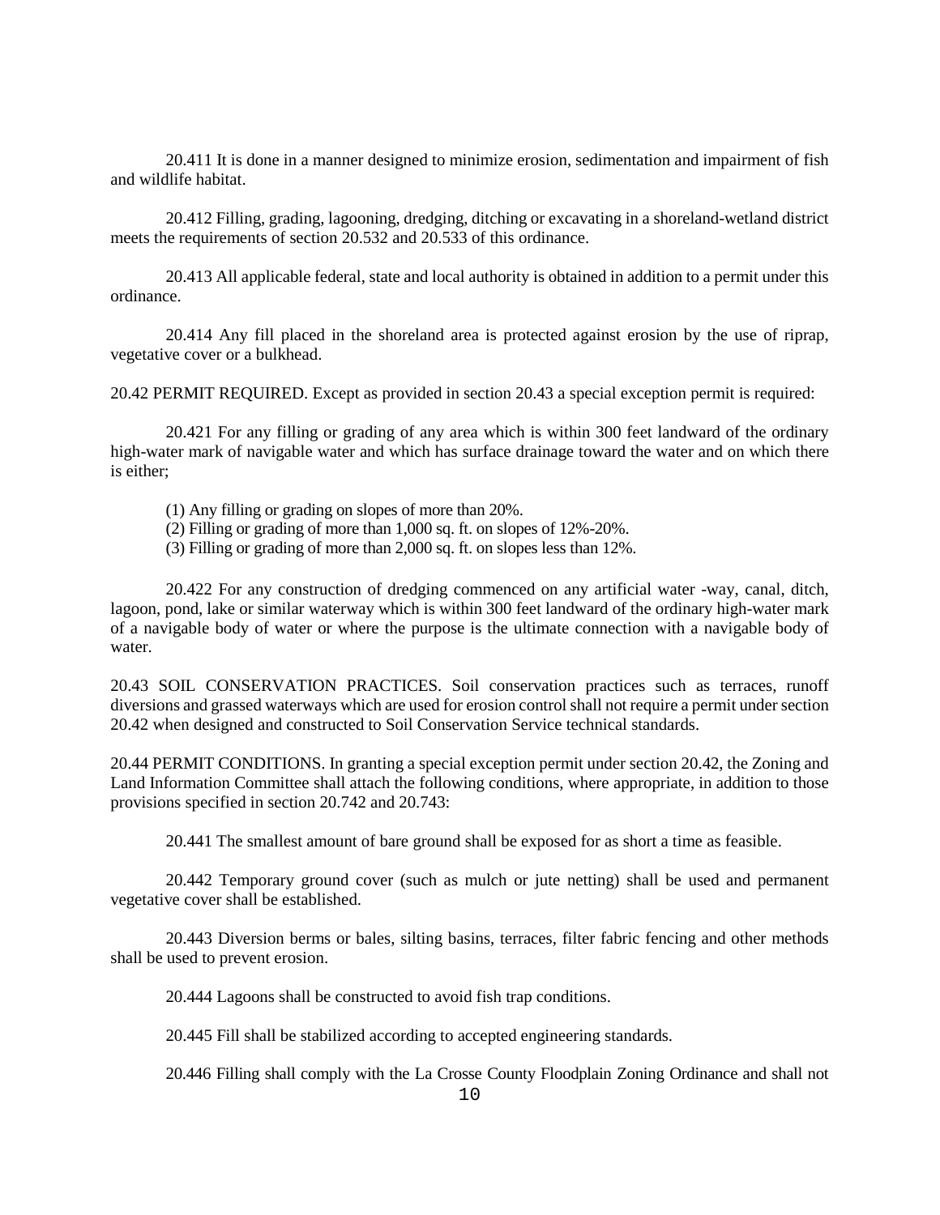20.411 It is done in a manner designed to minimize erosion, sedimentation and impairment of fish and wildlife habitat.

20.412 Filling, grading, lagooning, dredging, ditching or excavating in a shoreland-wetland district meets the requirements of section 20.532 and 20.533 of this ordinance.

20.413 All applicable federal, state and local authority is obtained in addition to a permit under this ordinance.

20.414 Any fill placed in the shoreland area is protected against erosion by the use of riprap, vegetative cover or a bulkhead.

20.42 PERMIT REQUIRED. Except as provided in section 20.43 a special exception permit is required:

20.421 For any filling or grading of any area which is within 300 feet landward of the ordinary high-water mark of navigable water and which has surface drainage toward the water and on which there is either;

(1) Any filling or grading on slopes of more than 20%.
(2) Filling or grading of more than 1,000 sq. ft. on slopes of 12%-20%.
(3) Filling or grading of more than 2,000 sq. ft. on slopes less than 12%.

20.422 For any construction of dredging commenced on any artificial water -way, canal, ditch, lagoon, pond, lake or similar waterway which is within 300 feet landward of the ordinary high-water mark of a navigable body of water or where the purpose is the ultimate connection with a navigable body of water.

20.43 SOIL CONSERVATION PRACTICES. Soil conservation practices such as terraces, runoff diversions and grassed waterways which are used for erosion control shall not require a permit under section 20.42 when designed and constructed to Soil Conservation Service technical standards.

20.44 PERMIT CONDITIONS. In granting a special exception permit under section 20.42, the Zoning and Land Information Committee shall attach the following conditions, where appropriate, in addition to those provisions specified in section 20.742 and 20.743:

20.441 The smallest amount of bare ground shall be exposed for as short a time as feasible.

20.442 Temporary ground cover (such as mulch or jute netting) shall be used and permanent vegetative cover shall be established.

20.443 Diversion berms or bales, silting basins, terraces, filter fabric fencing and other methods shall be used to prevent erosion.

20.444 Lagoons shall be constructed to avoid fish trap conditions.

20.445 Fill shall be stabilized according to accepted engineering standards.

20.446 Filling shall comply with the La Crosse County Floodplain Zoning Ordinance and shall not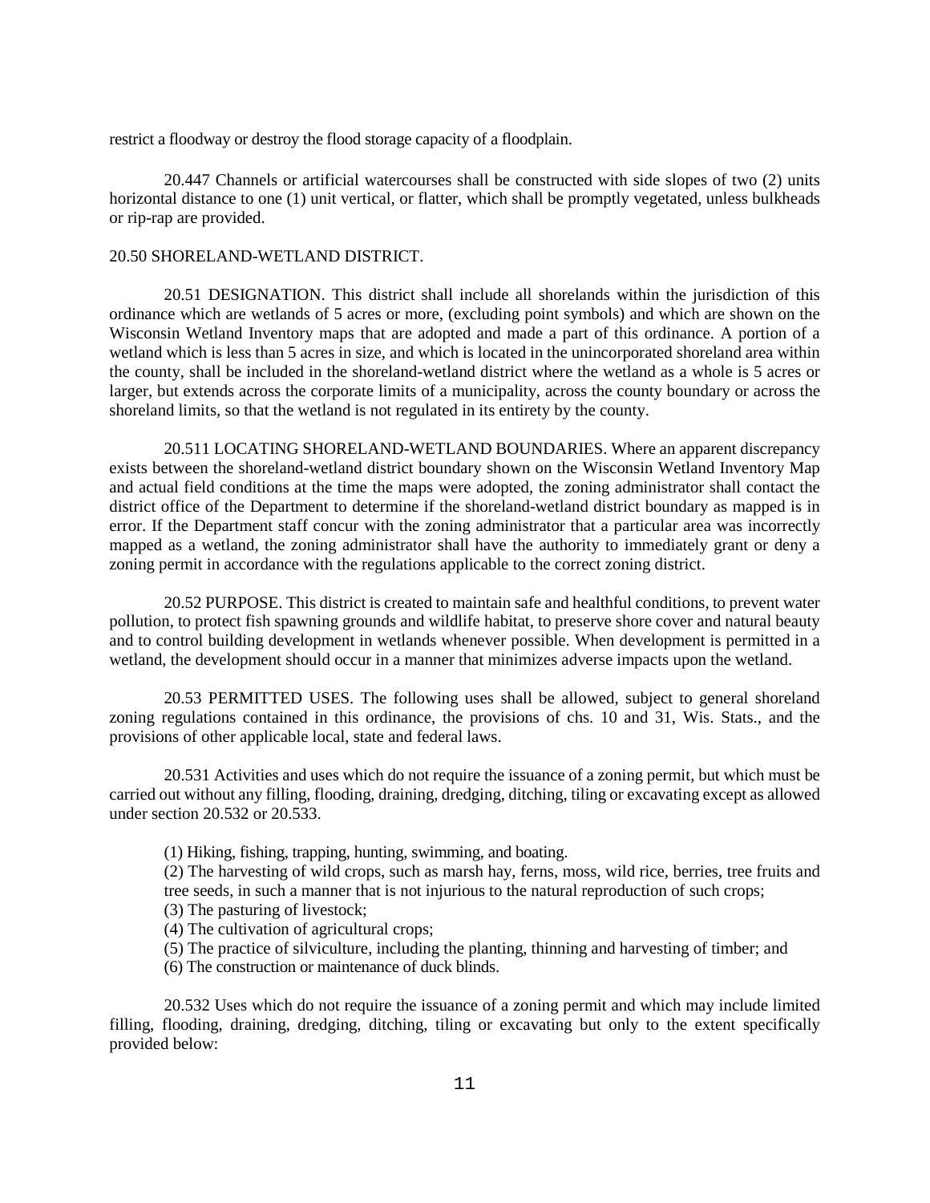restrict a floodway or destroy the flood storage capacity of a floodplain.

20.447 Channels or artificial watercourses shall be constructed with side slopes of two (2) units horizontal distance to one (1) unit vertical, or flatter, which shall be promptly vegetated, unless bulkheads or rip-rap are provided.

## 20.50 SHORELAND-WETLAND DISTRICT.

20.51 DESIGNATION. This district shall include all shorelands within the jurisdiction of this ordinance which are wetlands of 5 acres or more, (excluding point symbols) and which are shown on the Wisconsin Wetland Inventory maps that are adopted and made a part of this ordinance. A portion of a wetland which is less than 5 acres in size, and which is located in the unincorporated shoreland area within the county, shall be included in the shoreland-wetland district where the wetland as a whole is 5 acres or larger, but extends across the corporate limits of a municipality, across the county boundary or across the shoreland limits, so that the wetland is not regulated in its entirety by the county.

20.511 LOCATING SHORELAND-WETLAND BOUNDARIES. Where an apparent discrepancy exists between the shoreland-wetland district boundary shown on the Wisconsin Wetland Inventory Map and actual field conditions at the time the maps were adopted, the zoning administrator shall contact the district office of the Department to determine if the shoreland-wetland district boundary as mapped is in error. If the Department staff concur with the zoning administrator that a particular area was incorrectly mapped as a wetland, the zoning administrator shall have the authority to immediately grant or deny a zoning permit in accordance with the regulations applicable to the correct zoning district.

20.52 PURPOSE. This district is created to maintain safe and healthful conditions, to prevent water pollution, to protect fish spawning grounds and wildlife habitat, to preserve shore cover and natural beauty and to control building development in wetlands whenever possible. When development is permitted in a wetland, the development should occur in a manner that minimizes adverse impacts upon the wetland.

20.53 PERMITTED USES. The following uses shall be allowed, subject to general shoreland zoning regulations contained in this ordinance, the provisions of chs. 10 and 31, Wis. Stats., and the provisions of other applicable local, state and federal laws.

20.531 Activities and uses which do not require the issuance of a zoning permit, but which must be carried out without any filling, flooding, draining, dredging, ditching, tiling or excavating except as allowed under section 20.532 or 20.533.

(1) Hiking, fishing, trapping, hunting, swimming, and boating.
(2) The harvesting of wild crops, such as marsh hay, ferns, moss, wild rice, berries, tree fruits and tree seeds, in such a manner that is not injurious to the natural reproduction of such crops;
(3) The pasturing of livestock;
(4) The cultivation of agricultural crops;
(5) The practice of silviculture, including the planting, thinning and harvesting of timber; and
(6) The construction or maintenance of duck blinds.

20.532 Uses which do not require the issuance of a zoning permit and which may include limited filling, flooding, draining, dredging, ditching, tiling or excavating but only to the extent specifically provided below: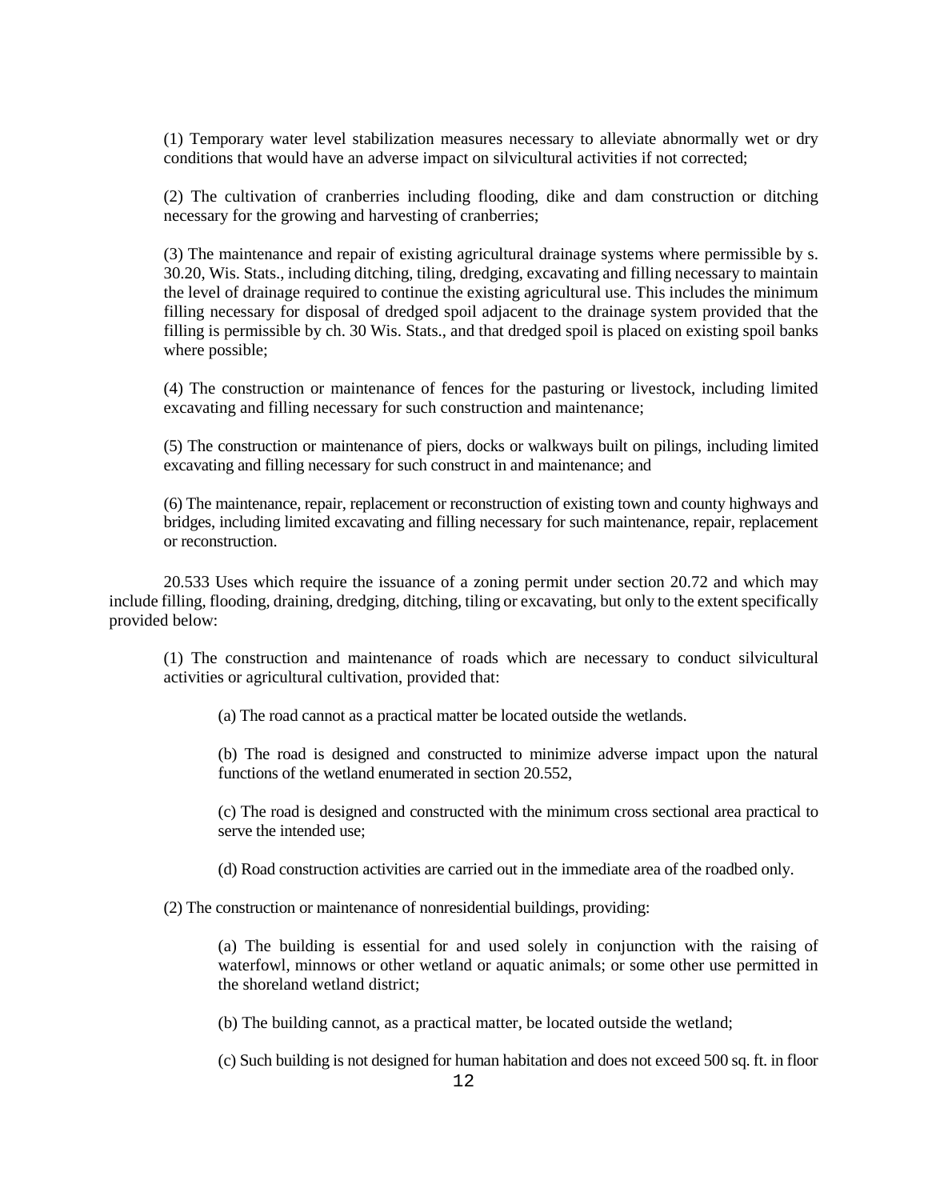(1) Temporary water level stabilization measures necessary to alleviate abnormally wet or dry conditions that would have an adverse impact on silvicultural activities if not corrected;

(2) The cultivation of cranberries including flooding, dike and dam construction or ditching necessary for the growing and harvesting of cranberries;

(3) The maintenance and repair of existing agricultural drainage systems where permissible by s. 30.20, Wis. Stats., including ditching, tiling, dredging, excavating and filling necessary to maintain the level of drainage required to continue the existing agricultural use. This includes the minimum filling necessary for disposal of dredged spoil adjacent to the drainage system provided that the filling is permissible by ch. 30 Wis. Stats., and that dredged spoil is placed on existing spoil banks where possible;

(4) The construction or maintenance of fences for the pasturing or livestock, including limited excavating and filling necessary for such construction and maintenance;

(5) The construction or maintenance of piers, docks or walkways built on pilings, including limited excavating and filling necessary for such construct in and maintenance; and

(6) The maintenance, repair, replacement or reconstruction of existing town and county highways and bridges, including limited excavating and filling necessary for such maintenance, repair, replacement or reconstruction.

20.533 Uses which require the issuance of a zoning permit under section 20.72 and which may include filling, flooding, draining, dredging, ditching, tiling or excavating, but only to the extent specifically provided below:

(1) The construction and maintenance of roads which are necessary to conduct silvicultural activities or agricultural cultivation, provided that:

(a) The road cannot as a practical matter be located outside the wetlands.

(b) The road is designed and constructed to minimize adverse impact upon the natural functions of the wetland enumerated in section 20.552,

(c) The road is designed and constructed with the minimum cross sectional area practical to serve the intended use;

(d) Road construction activities are carried out in the immediate area of the roadbed only.

(2) The construction or maintenance of nonresidential buildings, providing:

(a) The building is essential for and used solely in conjunction with the raising of waterfowl, minnows or other wetland or aquatic animals; or some other use permitted in the shoreland wetland district;

(b) The building cannot, as a practical matter, be located outside the wetland;

(c) Such building is not designed for human habitation and does not exceed 500 sq. ft. in floor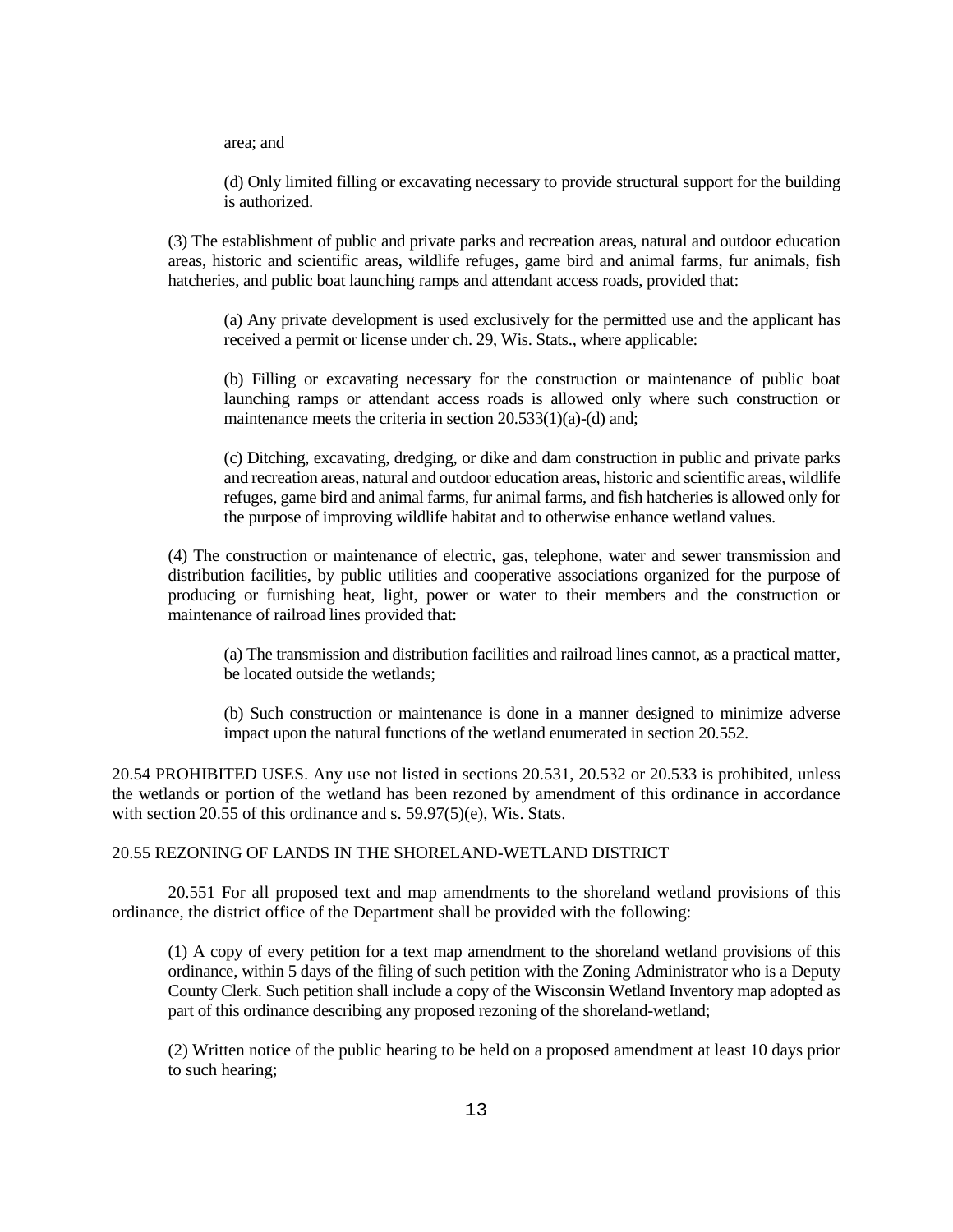area; and

(d) Only limited filling or excavating necessary to provide structural support for the building is authorized.

(3) The establishment of public and private parks and recreation areas, natural and outdoor education areas, historic and scientific areas, wildlife refuges, game bird and animal farms, fur animals, fish hatcheries, and public boat launching ramps and attendant access roads, provided that:

(a) Any private development is used exclusively for the permitted use and the applicant has received a permit or license under ch. 29, Wis. Stats., where applicable:

(b) Filling or excavating necessary for the construction or maintenance of public boat launching ramps or attendant access roads is allowed only where such construction or maintenance meets the criteria in section 20.533(1)(a)-(d) and;

(c) Ditching, excavating, dredging, or dike and dam construction in public and private parks and recreation areas, natural and outdoor education areas, historic and scientific areas, wildlife refuges, game bird and animal farms, fur animal farms, and fish hatcheries is allowed only for the purpose of improving wildlife habitat and to otherwise enhance wetland values.

(4) The construction or maintenance of electric, gas, telephone, water and sewer transmission and distribution facilities, by public utilities and cooperative associations organized for the purpose of producing or furnishing heat, light, power or water to their members and the construction or maintenance of railroad lines provided that:

(a) The transmission and distribution facilities and railroad lines cannot, as a practical matter, be located outside the wetlands;

(b) Such construction or maintenance is done in a manner designed to minimize adverse impact upon the natural functions of the wetland enumerated in section 20.552.

20.54 PROHIBITED USES. Any use not listed in sections 20.531, 20.532 or 20.533 is prohibited, unless the wetlands or portion of the wetland has been rezoned by amendment of this ordinance in accordance with section 20.55 of this ordinance and s. 59.97(5)(e), Wis. Stats.

20.55 REZONING OF LANDS IN THE SHORELAND-WETLAND DISTRICT

20.551 For all proposed text and map amendments to the shoreland wetland provisions of this ordinance, the district office of the Department shall be provided with the following:

(1) A copy of every petition for a text map amendment to the shoreland wetland provisions of this ordinance, within 5 days of the filing of such petition with the Zoning Administrator who is a Deputy County Clerk. Such petition shall include a copy of the Wisconsin Wetland Inventory map adopted as part of this ordinance describing any proposed rezoning of the shoreland-wetland;

(2) Written notice of the public hearing to be held on a proposed amendment at least 10 days prior to such hearing;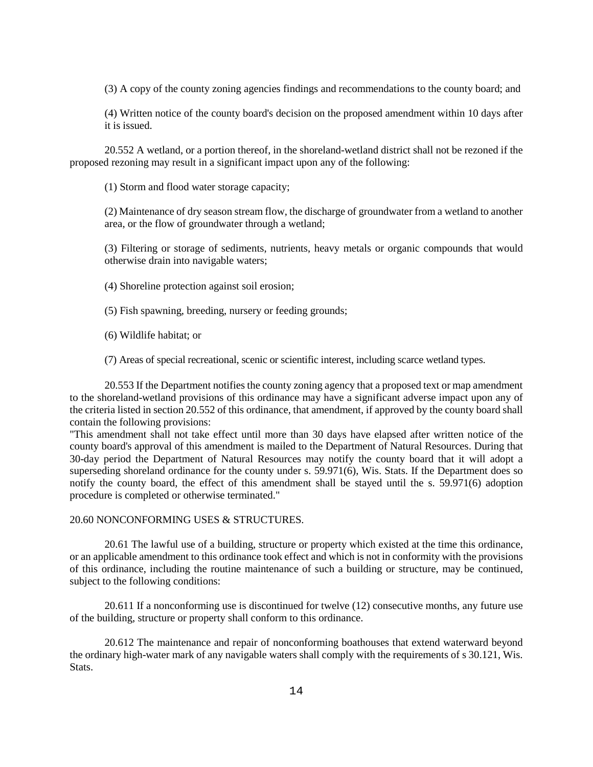(3) A copy of the county zoning agencies findings and recommendations to the county board; and

(4) Written notice of the county board's decision on the proposed amendment within 10 days after it is issued.

20.552 A wetland, or a portion thereof, in the shoreland-wetland district shall not be rezoned if the proposed rezoning may result in a significant impact upon any of the following:

(1) Storm and flood water storage capacity;

(2) Maintenance of dry season stream flow, the discharge of groundwater from a wetland to another area, or the flow of groundwater through a wetland;

(3) Filtering or storage of sediments, nutrients, heavy metals or organic compounds that would otherwise drain into navigable waters;

(4) Shoreline protection against soil erosion;

(5) Fish spawning, breeding, nursery or feeding grounds;

(6) Wildlife habitat; or

(7) Areas of special recreational, scenic or scientific interest, including scarce wetland types.

20.553 If the Department notifies the county zoning agency that a proposed text or map amendment to the shoreland-wetland provisions of this ordinance may have a significant adverse impact upon any of the criteria listed in section 20.552 of this ordinance, that amendment, if approved by the county board shall contain the following provisions:
"This amendment shall not take effect until more than 30 days have elapsed after written notice of the county board's approval of this amendment is mailed to the Department of Natural Resources. During that 30-day period the Department of Natural Resources may notify the county board that it will adopt a superseding shoreland ordinance for the county under s. 59.971(6), Wis. Stats. If the Department does so notify the county board, the effect of this amendment shall be stayed until the s. 59.971(6) adoption procedure is completed or otherwise terminated."

20.60 NONCONFORMING USES & STRUCTURES.

20.61 The lawful use of a building, structure or property which existed at the time this ordinance, or an applicable amendment to this ordinance took effect and which is not in conformity with the provisions of this ordinance, including the routine maintenance of such a building or structure, may be continued, subject to the following conditions:

20.611 If a nonconforming use is discontinued for twelve (12) consecutive months, any future use of the building, structure or property shall conform to this ordinance.

20.612 The maintenance and repair of nonconforming boathouses that extend waterward beyond the ordinary high-water mark of any navigable waters shall comply with the requirements of s 30.121, Wis. Stats.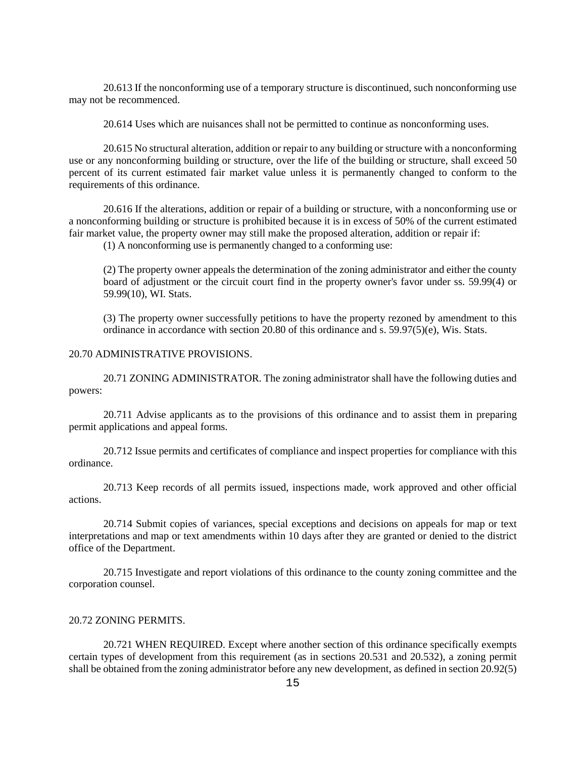20.613 If the nonconforming use of a temporary structure is discontinued, such nonconforming use may not be recommenced.

20.614 Uses which are nuisances shall not be permitted to continue as nonconforming uses.

20.615 No structural alteration, addition or repair to any building or structure with a nonconforming use or any nonconforming building or structure, over the life of the building or structure, shall exceed 50 percent of its current estimated fair market value unless it is permanently changed to conform to the requirements of this ordinance.

20.616 If the alterations, addition or repair of a building or structure, with a nonconforming use or a nonconforming building or structure is prohibited because it is in excess of 50% of the current estimated fair market value, the property owner may still make the proposed alteration, addition or repair if:

(1) A nonconforming use is permanently changed to a conforming use:

(2) The property owner appeals the determination of the zoning administrator and either the county board of adjustment or the circuit court find in the property owner's favor under ss. 59.99(4) or 59.99(10), WI. Stats.

(3) The property owner successfully petitions to have the property rezoned by amendment to this ordinance in accordance with section 20.80 of this ordinance and s. 59.97(5)(e), Wis. Stats.

## 20.70 ADMINISTRATIVE PROVISIONS.

20.71 ZONING ADMINISTRATOR. The zoning administrator shall have the following duties and powers:

20.711 Advise applicants as to the provisions of this ordinance and to assist them in preparing permit applications and appeal forms.

20.712 Issue permits and certificates of compliance and inspect properties for compliance with this ordinance.

20.713 Keep records of all permits issued, inspections made, work approved and other official actions.

20.714 Submit copies of variances, special exceptions and decisions on appeals for map or text interpretations and map or text amendments within 10 days after they are granted or denied to the district office of the Department.

20.715 Investigate and report violations of this ordinance to the county zoning committee and the corporation counsel.

### 20.72 ZONING PERMITS.

20.721 WHEN REQUIRED. Except where another section of this ordinance specifically exempts certain types of development from this requirement (as in sections 20.531 and 20.532), a zoning permit shall be obtained from the zoning administrator before any new development, as defined in section 20.92(5)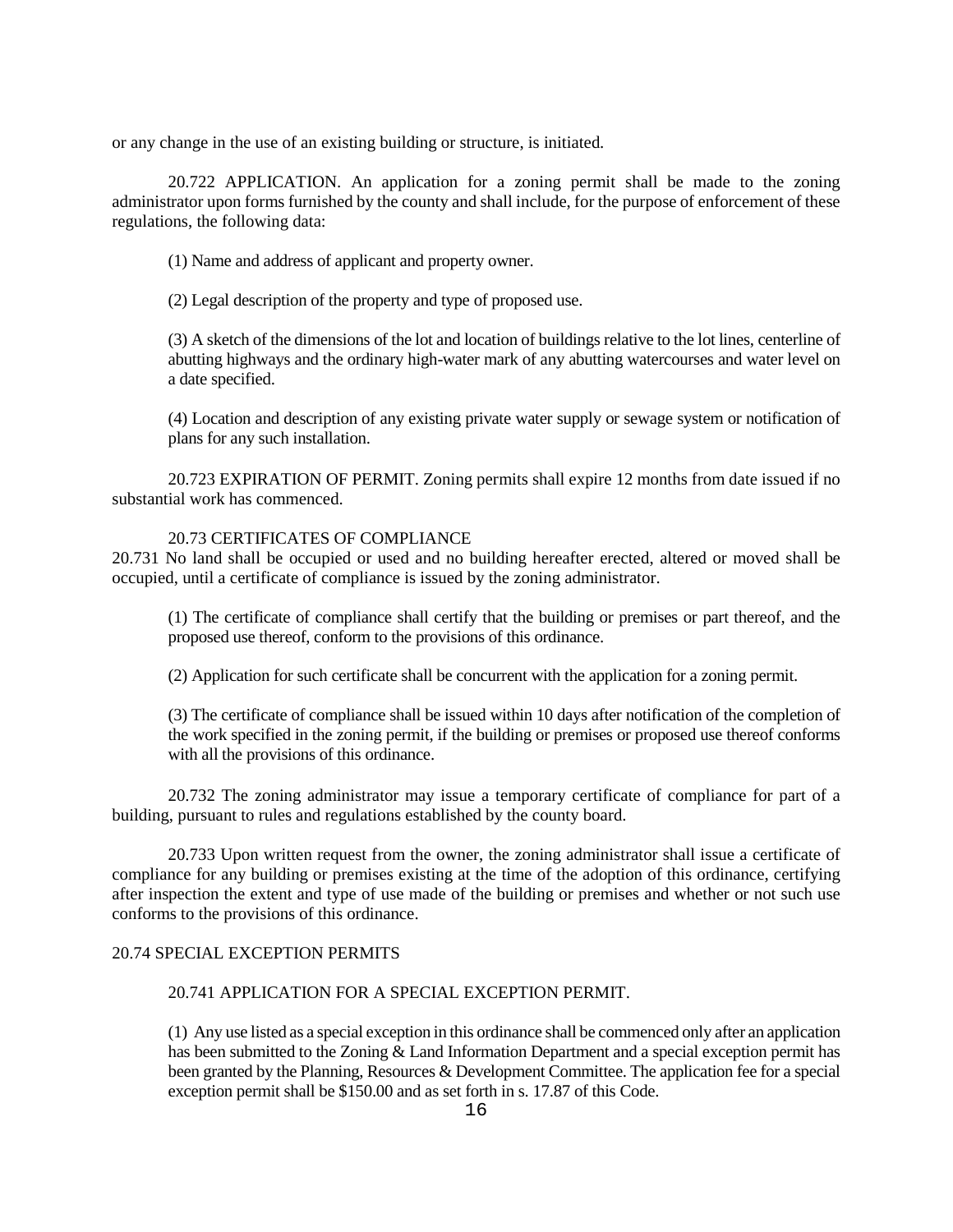or any change in the use of an existing building or structure, is initiated.

20.722 APPLICATION. An application for a zoning permit shall be made to the zoning administrator upon forms furnished by the county and shall include, for the purpose of enforcement of these regulations, the following data:

(1) Name and address of applicant and property owner.

(2) Legal description of the property and type of proposed use.

(3) A sketch of the dimensions of the lot and location of buildings relative to the lot lines, centerline of abutting highways and the ordinary high-water mark of any abutting watercourses and water level on a date specified.

(4) Location and description of any existing private water supply or sewage system or notification of plans for any such installation.

20.723 EXPIRATION OF PERMIT. Zoning permits shall expire 12 months from date issued if no substantial work has commenced.

20.73 CERTIFICATES OF COMPLIANCE

20.731 No land shall be occupied or used and no building hereafter erected, altered or moved shall be occupied, until a certificate of compliance is issued by the zoning administrator.

(1) The certificate of compliance shall certify that the building or premises or part thereof, and the proposed use thereof, conform to the provisions of this ordinance.

(2) Application for such certificate shall be concurrent with the application for a zoning permit.

(3) The certificate of compliance shall be issued within 10 days after notification of the completion of the work specified in the zoning permit, if the building or premises or proposed use thereof conforms with all the provisions of this ordinance.

20.732 The zoning administrator may issue a temporary certificate of compliance for part of a building, pursuant to rules and regulations established by the county board.

20.733 Upon written request from the owner, the zoning administrator shall issue a certificate of compliance for any building or premises existing at the time of the adoption of this ordinance, certifying after inspection the extent and type of use made of the building or premises and whether or not such use conforms to the provisions of this ordinance.

20.74 SPECIAL EXCEPTION PERMITS

20.741 APPLICATION FOR A SPECIAL EXCEPTION PERMIT.

(1) Any use listed as a special exception in this ordinance shall be commenced only after an application has been submitted to the Zoning & Land Information Department and a special exception permit has been granted by the Planning, Resources & Development Committee. The application fee for a special exception permit shall be $150.00 and as set forth in s. 17.87 of this Code.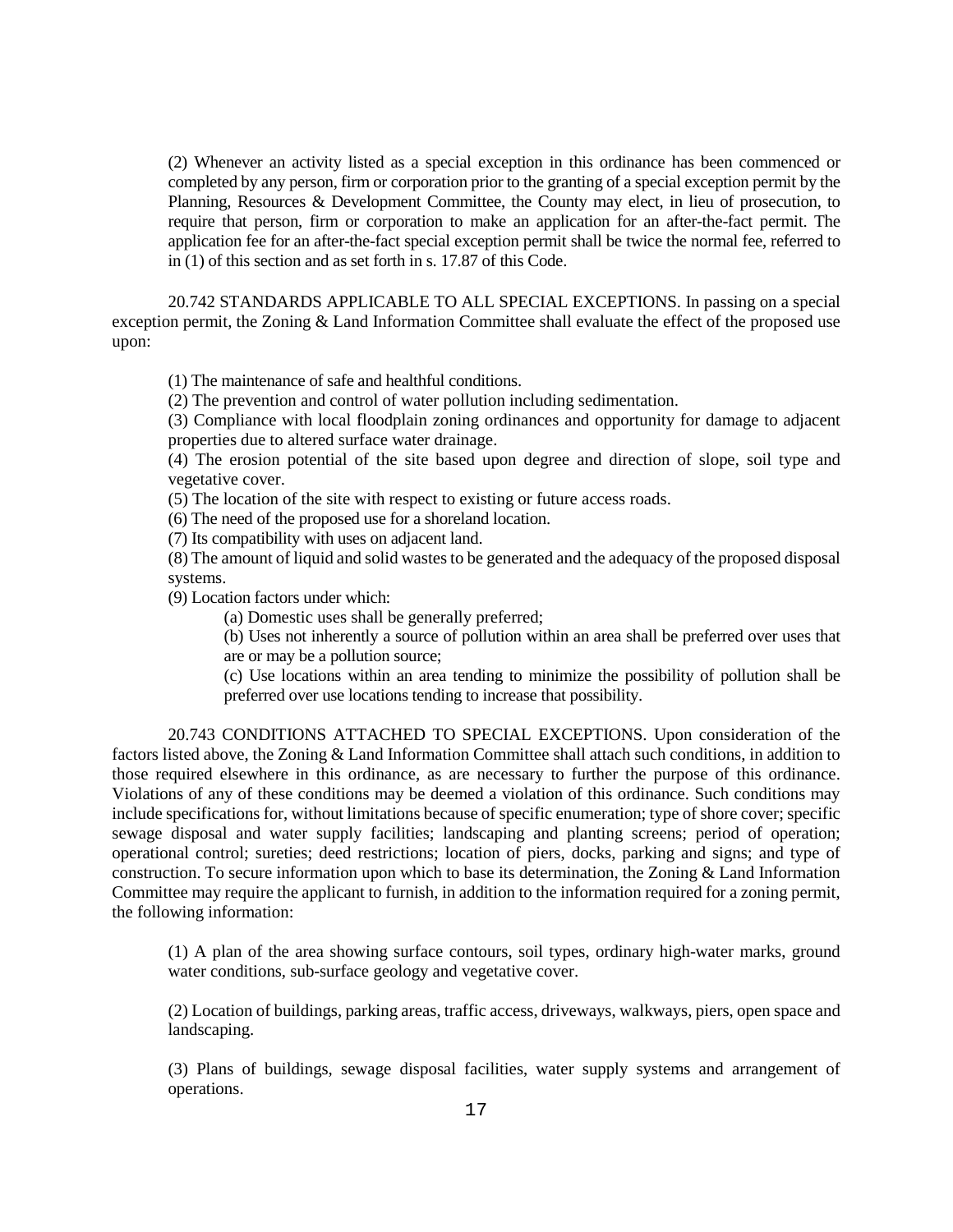(2) Whenever an activity listed as a special exception in this ordinance has been commenced or completed by any person, firm or corporation prior to the granting of a special exception permit by the Planning, Resources & Development Committee, the County may elect, in lieu of prosecution, to require that person, firm or corporation to make an application for an after-the-fact permit. The application fee for an after-the-fact special exception permit shall be twice the normal fee, referred to in (1) of this section and as set forth in s. 17.87 of this Code.

20.742 STANDARDS APPLICABLE TO ALL SPECIAL EXCEPTIONS. In passing on a special exception permit, the Zoning & Land Information Committee shall evaluate the effect of the proposed use upon:

(1) The maintenance of safe and healthful conditions.
(2) The prevention and control of water pollution including sedimentation.
(3) Compliance with local floodplain zoning ordinances and opportunity for damage to adjacent properties due to altered surface water drainage.
(4) The erosion potential of the site based upon degree and direction of slope, soil type and vegetative cover.
(5) The location of the site with respect to existing or future access roads.
(6) The need of the proposed use for a shoreland location.
(7) Its compatibility with uses on adjacent land.
(8) The amount of liquid and solid wastes to be generated and the adequacy of the proposed disposal systems.
(9) Location factors under which:

(a) Domestic uses shall be generally preferred;
(b) Uses not inherently a source of pollution within an area shall be preferred over uses that are or may be a pollution source;
(c) Use locations within an area tending to minimize the possibility of pollution shall be preferred over use locations tending to increase that possibility.

20.743 CONDITIONS ATTACHED TO SPECIAL EXCEPTIONS. Upon consideration of the factors listed above, the Zoning & Land Information Committee shall attach such conditions, in addition to those required elsewhere in this ordinance, as are necessary to further the purpose of this ordinance. Violations of any of these conditions may be deemed a violation of this ordinance. Such conditions may include specifications for, without limitations because of specific enumeration; type of shore cover; specific sewage disposal and water supply facilities; landscaping and planting screens; period of operation; operational control; sureties; deed restrictions; location of piers, docks, parking and signs; and type of construction. To secure information upon which to base its determination, the Zoning & Land Information Committee may require the applicant to furnish, in addition to the information required for a zoning permit, the following information:

(1) A plan of the area showing surface contours, soil types, ordinary high-water marks, ground water conditions, sub-surface geology and vegetative cover.

(2) Location of buildings, parking areas, traffic access, driveways, walkways, piers, open space and landscaping.

(3) Plans of buildings, sewage disposal facilities, water supply systems and arrangement of operations.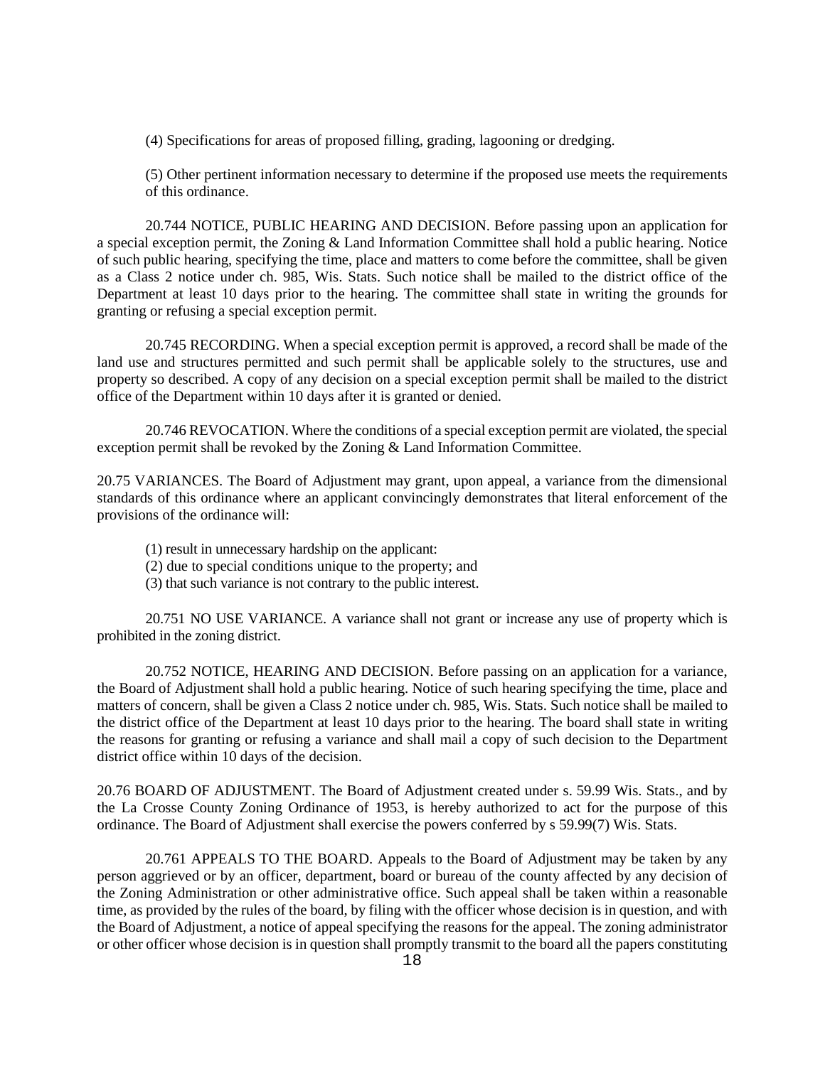(4) Specifications for areas of proposed filling, grading, lagooning or dredging.

(5) Other pertinent information necessary to determine if the proposed use meets the requirements of this ordinance.

20.744 NOTICE, PUBLIC HEARING AND DECISION. Before passing upon an application for a special exception permit, the Zoning & Land Information Committee shall hold a public hearing. Notice of such public hearing, specifying the time, place and matters to come before the committee, shall be given as a Class 2 notice under ch. 985, Wis. Stats. Such notice shall be mailed to the district office of the Department at least 10 days prior to the hearing. The committee shall state in writing the grounds for granting or refusing a special exception permit.

20.745 RECORDING. When a special exception permit is approved, a record shall be made of the land use and structures permitted and such permit shall be applicable solely to the structures, use and property so described. A copy of any decision on a special exception permit shall be mailed to the district office of the Department within 10 days after it is granted or denied.

20.746 REVOCATION. Where the conditions of a special exception permit are violated, the special exception permit shall be revoked by the Zoning & Land Information Committee.

20.75 VARIANCES. The Board of Adjustment may grant, upon appeal, a variance from the dimensional standards of this ordinance where an applicant convincingly demonstrates that literal enforcement of the provisions of the ordinance will:

(1) result in unnecessary hardship on the applicant:
(2) due to special conditions unique to the property; and
(3) that such variance is not contrary to the public interest.

20.751 NO USE VARIANCE. A variance shall not grant or increase any use of property which is prohibited in the zoning district.

20.752 NOTICE, HEARING AND DECISION. Before passing on an application for a variance, the Board of Adjustment shall hold a public hearing. Notice of such hearing specifying the time, place and matters of concern, shall be given a Class 2 notice under ch. 985, Wis. Stats. Such notice shall be mailed to the district office of the Department at least 10 days prior to the hearing. The board shall state in writing the reasons for granting or refusing a variance and shall mail a copy of such decision to the Department district office within 10 days of the decision.

20.76 BOARD OF ADJUSTMENT. The Board of Adjustment created under s. 59.99 Wis. Stats., and by the La Crosse County Zoning Ordinance of 1953, is hereby authorized to act for the purpose of this ordinance. The Board of Adjustment shall exercise the powers conferred by s 59.99(7) Wis. Stats.

20.761 APPEALS TO THE BOARD. Appeals to the Board of Adjustment may be taken by any person aggrieved or by an officer, department, board or bureau of the county affected by any decision of the Zoning Administration or other administrative office. Such appeal shall be taken within a reasonable time, as provided by the rules of the board, by filing with the officer whose decision is in question, and with the Board of Adjustment, a notice of appeal specifying the reasons for the appeal. The zoning administrator or other officer whose decision is in question shall promptly transmit to the board all the papers constituting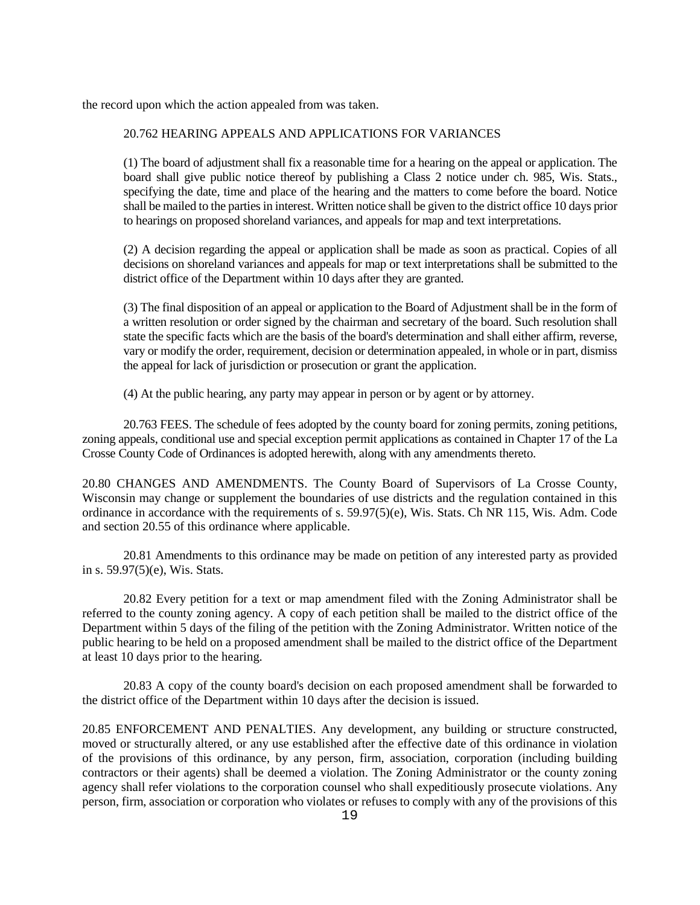the record upon which the action appealed from was taken.

20.762 HEARING APPEALS AND APPLICATIONS FOR VARIANCES

(1) The board of adjustment shall fix a reasonable time for a hearing on the appeal or application. The board shall give public notice thereof by publishing a Class 2 notice under ch. 985, Wis. Stats., specifying the date, time and place of the hearing and the matters to come before the board. Notice shall be mailed to the parties in interest. Written notice shall be given to the district office 10 days prior to hearings on proposed shoreland variances, and appeals for map and text interpretations.

(2) A decision regarding the appeal or application shall be made as soon as practical. Copies of all decisions on shoreland variances and appeals for map or text interpretations shall be submitted to the district office of the Department within 10 days after they are granted.

(3) The final disposition of an appeal or application to the Board of Adjustment shall be in the form of a written resolution or order signed by the chairman and secretary of the board. Such resolution shall state the specific facts which are the basis of the board's determination and shall either affirm, reverse, vary or modify the order, requirement, decision or determination appealed, in whole or in part, dismiss the appeal for lack of jurisdiction or prosecution or grant the application.

(4) At the public hearing, any party may appear in person or by agent or by attorney.

20.763 FEES. The schedule of fees adopted by the county board for zoning permits, zoning petitions, zoning appeals, conditional use and special exception permit applications as contained in Chapter 17 of the La Crosse County Code of Ordinances is adopted herewith, along with any amendments thereto.

20.80 CHANGES AND AMENDMENTS. The County Board of Supervisors of La Crosse County, Wisconsin may change or supplement the boundaries of use districts and the regulation contained in this ordinance in accordance with the requirements of s. 59.97(5)(e), Wis. Stats. Ch NR 115, Wis. Adm. Code and section 20.55 of this ordinance where applicable.

20.81 Amendments to this ordinance may be made on petition of any interested party as provided in s. 59.97(5)(e), Wis. Stats.

20.82 Every petition for a text or map amendment filed with the Zoning Administrator shall be referred to the county zoning agency. A copy of each petition shall be mailed to the district office of the Department within 5 days of the filing of the petition with the Zoning Administrator. Written notice of the public hearing to be held on a proposed amendment shall be mailed to the district office of the Department at least 10 days prior to the hearing.

20.83 A copy of the county board's decision on each proposed amendment shall be forwarded to the district office of the Department within 10 days after the decision is issued.

20.85 ENFORCEMENT AND PENALTIES. Any development, any building or structure constructed, moved or structurally altered, or any use established after the effective date of this ordinance in violation of the provisions of this ordinance, by any person, firm, association, corporation (including building contractors or their agents) shall be deemed a violation. The Zoning Administrator or the county zoning agency shall refer violations to the corporation counsel who shall expeditiously prosecute violations. Any person, firm, association or corporation who violates or refuses to comply with any of the provisions of this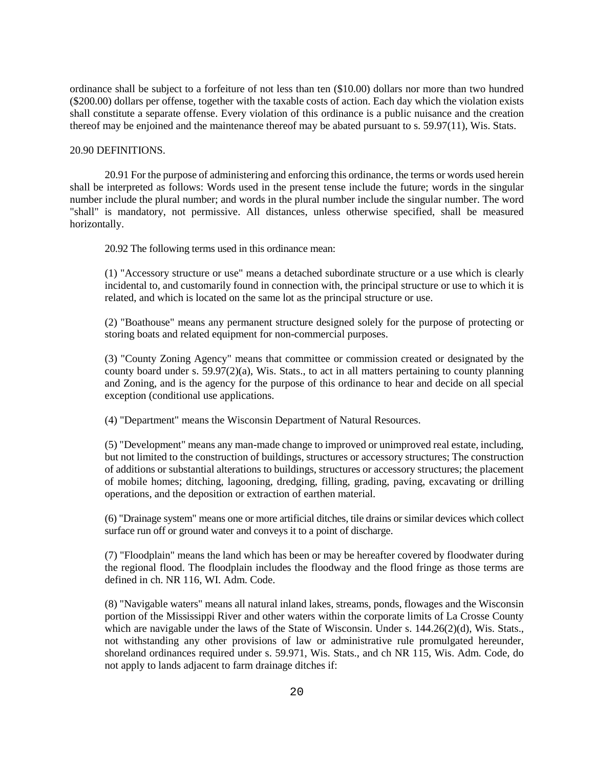ordinance shall be subject to a forfeiture of not less than ten ($10.00) dollars nor more than two hundred ($200.00) dollars per offense, together with the taxable costs of action. Each day which the violation exists shall constitute a separate offense. Every violation of this ordinance is a public nuisance and the creation thereof may be enjoined and the maintenance thereof may be abated pursuant to s. 59.97(11), Wis. Stats.

20.90 DEFINITIONS.

20.91 For the purpose of administering and enforcing this ordinance, the terms or words used herein shall be interpreted as follows: Words used in the present tense include the future; words in the singular number include the plural number; and words in the plural number include the singular number. The word "shall" is mandatory, not permissive. All distances, unless otherwise specified, shall be measured horizontally.

20.92 The following terms used in this ordinance mean:

(1) "Accessory structure or use" means a detached subordinate structure or a use which is clearly incidental to, and customarily found in connection with, the principal structure or use to which it is related, and which is located on the same lot as the principal structure or use.

(2) "Boathouse" means any permanent structure designed solely for the purpose of protecting or storing boats and related equipment for non-commercial purposes.

(3) "County Zoning Agency" means that committee or commission created or designated by the county board under s. 59.97(2)(a), Wis. Stats., to act in all matters pertaining to county planning and Zoning, and is the agency for the purpose of this ordinance to hear and decide on all special exception (conditional use applications.

(4) "Department" means the Wisconsin Department of Natural Resources.

(5) "Development" means any man-made change to improved or unimproved real estate, including, but not limited to the construction of buildings, structures or accessory structures; The construction of additions or substantial alterations to buildings, structures or accessory structures; the placement of mobile homes; ditching, lagooning, dredging, filling, grading, paving, excavating or drilling operations, and the deposition or extraction of earthen material.

(6) "Drainage system" means one or more artificial ditches, tile drains or similar devices which collect surface run off or ground water and conveys it to a point of discharge.

(7) "Floodplain" means the land which has been or may be hereafter covered by floodwater during the regional flood. The floodplain includes the floodway and the flood fringe as those terms are defined in ch. NR 116, WI. Adm. Code.

(8) "Navigable waters" means all natural inland lakes, streams, ponds, flowages and the Wisconsin portion of the Mississippi River and other waters within the corporate limits of La Crosse County which are navigable under the laws of the State of Wisconsin. Under s. 144.26(2)(d), Wis. Stats., not withstanding any other provisions of law or administrative rule promulgated hereunder, shoreland ordinances required under s. 59.971, Wis. Stats., and ch NR 115, Wis. Adm. Code, do not apply to lands adjacent to farm drainage ditches if: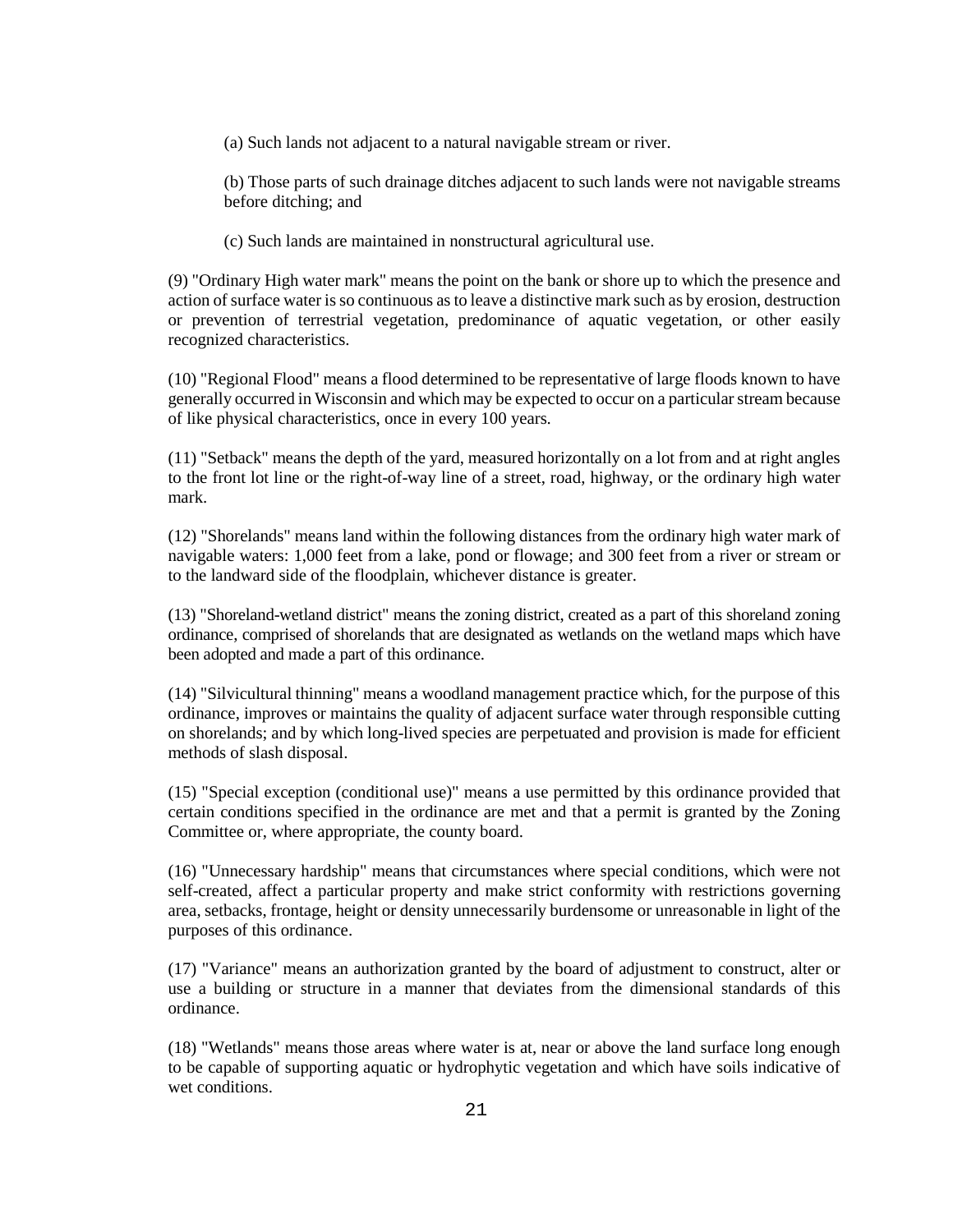(a) Such lands not adjacent to a natural navigable stream or river.

(b) Those parts of such drainage ditches adjacent to such lands were not navigable streams before ditching; and

(c) Such lands are maintained in nonstructural agricultural use.

(9) "Ordinary High water mark" means the point on the bank or shore up to which the presence and action of surface water is so continuous as to leave a distinctive mark such as by erosion, destruction or prevention of terrestrial vegetation, predominance of aquatic vegetation, or other easily recognized characteristics.

(10) "Regional Flood" means a flood determined to be representative of large floods known to have generally occurred in Wisconsin and which may be expected to occur on a particular stream because of like physical characteristics, once in every 100 years.

(11) "Setback" means the depth of the yard, measured horizontally on a lot from and at right angles to the front lot line or the right-of-way line of a street, road, highway, or the ordinary high water mark.

(12) "Shorelands" means land within the following distances from the ordinary high water mark of navigable waters: 1,000 feet from a lake, pond or flowage; and 300 feet from a river or stream or to the landward side of the floodplain, whichever distance is greater.

(13) "Shoreland-wetland district" means the zoning district, created as a part of this shoreland zoning ordinance, comprised of shorelands that are designated as wetlands on the wetland maps which have been adopted and made a part of this ordinance.

(14) "Silvicultural thinning" means a woodland management practice which, for the purpose of this ordinance, improves or maintains the quality of adjacent surface water through responsible cutting on shorelands; and by which long-lived species are perpetuated and provision is made for efficient methods of slash disposal.

(15) "Special exception (conditional use)" means a use permitted by this ordinance provided that certain conditions specified in the ordinance are met and that a permit is granted by the Zoning Committee or, where appropriate, the county board.

(16) "Unnecessary hardship" means that circumstances where special conditions, which were not self-created, affect a particular property and make strict conformity with restrictions governing area, setbacks, frontage, height or density unnecessarily burdensome or unreasonable in light of the purposes of this ordinance.

(17) "Variance" means an authorization granted by the board of adjustment to construct, alter or use a building or structure in a manner that deviates from the dimensional standards of this ordinance.

(18) "Wetlands" means those areas where water is at, near or above the land surface long enough to be capable of supporting aquatic or hydrophytic vegetation and which have soils indicative of wet conditions.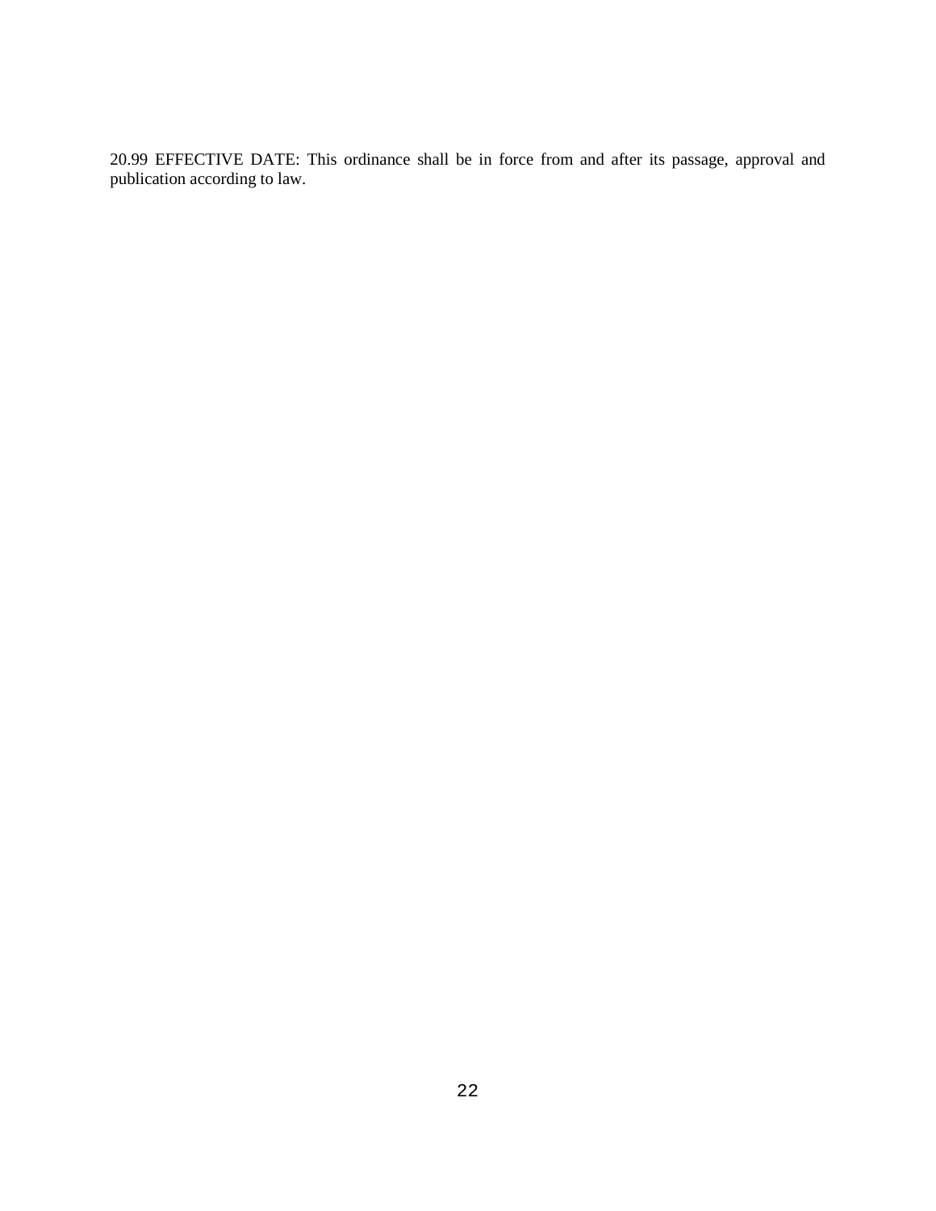20.99 EFFECTIVE DATE: This ordinance shall be in force from and after its passage, approval and publication according to law.